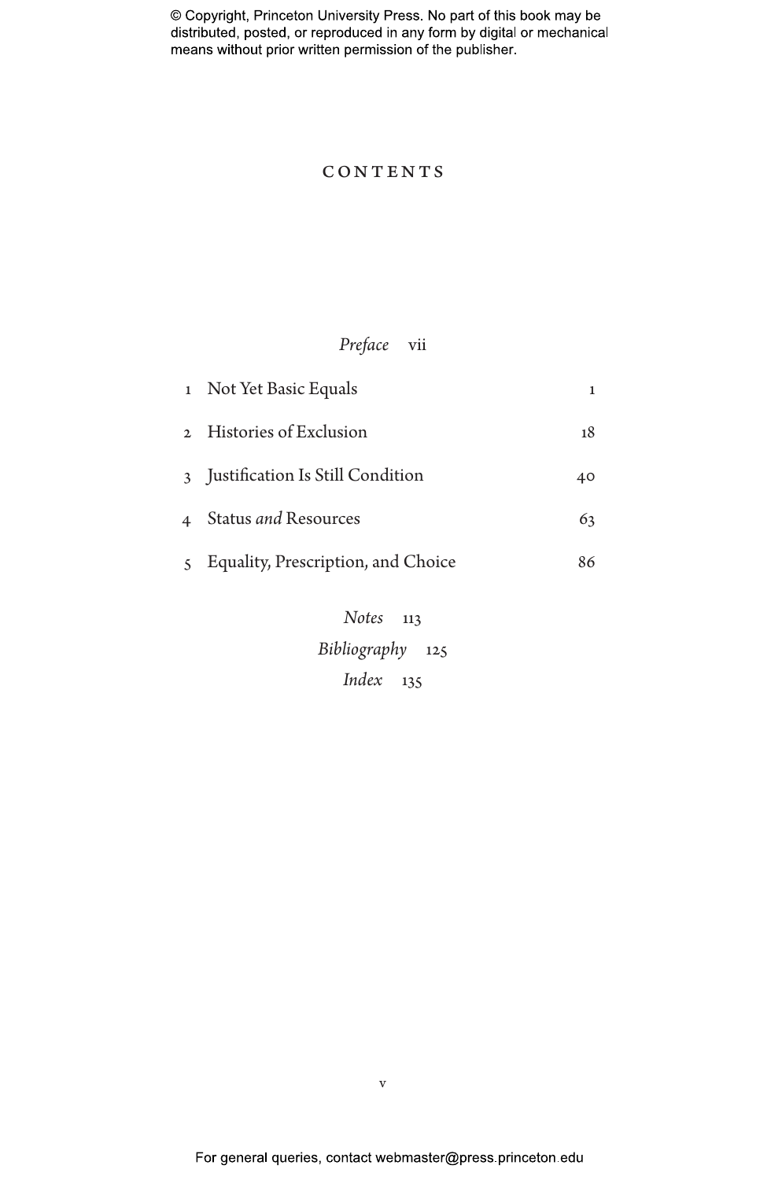# CONTENTS

*Preface* vii

1 Not Yet Basic Equals 1

2 Histories of Exclusion 18

3 Justification Is Still Condition 40

4 Status *and* Resources 63

5 Equality, Prescription, and Choice 86

*Notes* 113

*Bibliography* 125

*Index* 135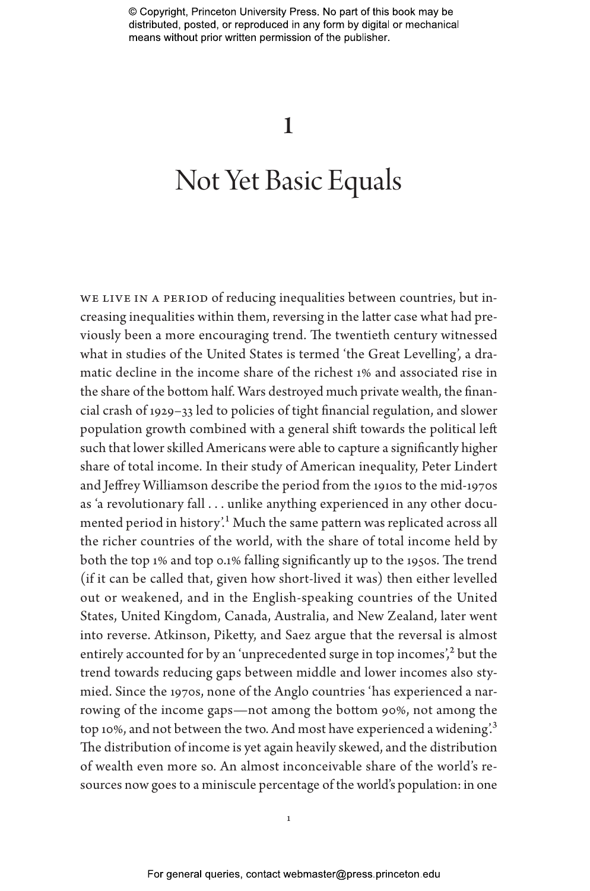# 1

# Not Yet Basic Equals

WE LIVE IN A PERIOD of reducing inequalities between countries, but increasing inequalities within them, reversing in the latter case what had previously been a more encouraging trend. The twentieth century witnessed what in studies of the United States is termed 'the Great Levelling', a dramatic decline in the income share of the richest 1% and associated rise in the share of the bottom half. Wars destroyed much private wealth, the financial crash of 1929–33 led to policies of tight financial regulation, and slower population growth combined with a general shift towards the political left such that lower skilled Americans were able to capture a significantly higher share of total income. In their study of American inequality, Peter Lindert and Jeffrey Williamson describe the period from the 1910s to the mid-1970s as 'a revolutionary fall . . . unlike anything experienced in any other documented period in history'.[1] Much the same pattern was replicated across all the richer countries of the world, with the share of total income held by both the top 1% and top 0.1% falling significantly up to the 1950s. The trend (if it can be called that, given how short-lived it was) then either levelled out or weakened, and in the English-speaking countries of the United States, United Kingdom, Canada, Australia, and New Zealand, later went into reverse. Atkinson, Piketty, and Saez argue that the reversal is almost entirely accounted for by an 'unprecedented surge in top incomes',[2] but the trend towards reducing gaps between middle and lower incomes also stymied. Since the 1970s, none of the Anglo countries 'has experienced a narrowing of the income gaps—not among the bottom 90%, not among the top 10%, and not between the two. And most have experienced a widening'.[3] The distribution of income is yet again heavily skewed, and the distribution of wealth even more so. An almost inconceivable share of the world's resources now goes to a miniscule percentage of the world's population: in one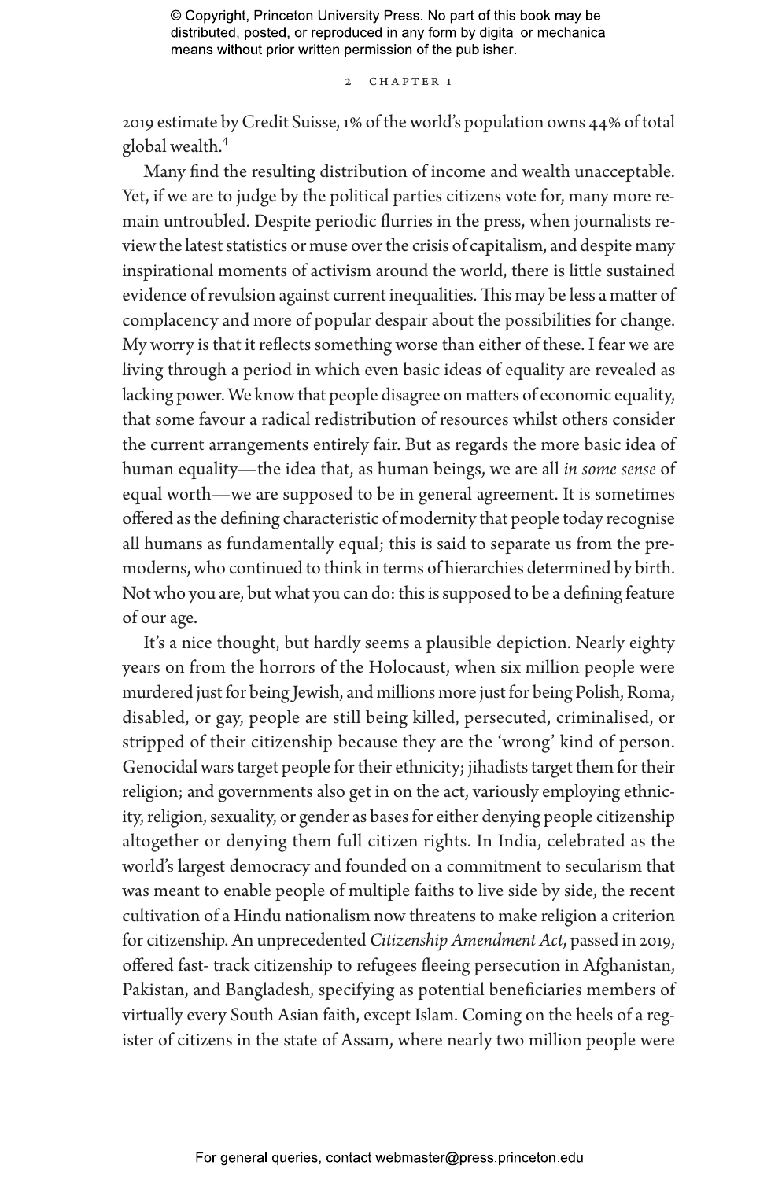2019 estimate by Credit Suisse, 1% of the world's population owns 44% of total global wealth.[4]

Many find the resulting distribution of income and wealth unacceptable. Yet, if we are to judge by the political parties citizens vote for, many more remain untroubled. Despite periodic flurries in the press, when journalists review the latest statistics or muse over the crisis of capitalism, and despite many inspirational moments of activism around the world, there is little sustained evidence of revulsion against current inequalities. This may be less a matter of complacency and more of popular despair about the possibilities for change. My worry is that it reflects something worse than either of these. I fear we are living through a period in which even basic ideas of equality are revealed as lacking power. We know that people disagree on matters of economic equality, that some favour a radical redistribution of resources whilst others consider the current arrangements entirely fair. But as regards the more basic idea of human equality—the idea that, as human beings, we are all *in some sense* of equal worth—we are supposed to be in general agreement. It is sometimes offered as the defining characteristic of modernity that people today recognise all humans as fundamentally equal; this is said to separate us from the premoderns, who continued to think in terms of hierarchies determined by birth. Not who you are, but what you can do: this is supposed to be a defining feature of our age.

It's a nice thought, but hardly seems a plausible depiction. Nearly eighty years on from the horrors of the Holocaust, when six million people were murdered just for being Jewish, and millions more just for being Polish, Roma, disabled, or gay, people are still being killed, persecuted, criminalised, or stripped of their citizenship because they are the 'wrong' kind of person. Genocidal wars target people for their ethnicity; jihadists target them for their religion; and governments also get in on the act, variously employing ethnicity, religion, sexuality, or gender as bases for either denying people citizenship altogether or denying them full citizen rights. In India, celebrated as the world's largest democracy and founded on a commitment to secularism that was meant to enable people of multiple faiths to live side by side, the recent cultivation of a Hindu nationalism now threatens to make religion a criterion for citizenship. An unprecedented *Citizenship Amendment Act*, passed in 2019, offered fast-track citizenship to refugees fleeing persecution in Afghanistan, Pakistan, and Bangladesh, specifying as potential beneficiaries members of virtually every South Asian faith, except Islam. Coming on the heels of a register of citizens in the state of Assam, where nearly two million people were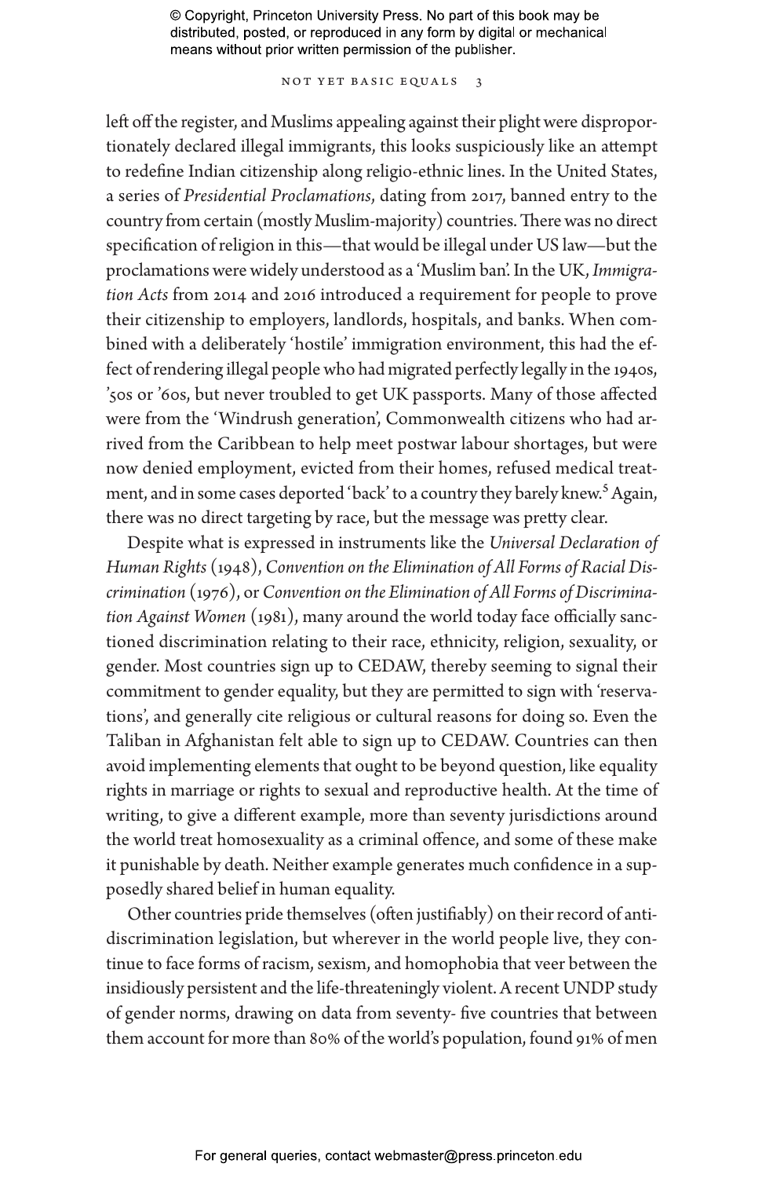left off the register, and Muslims appealing against their plight were disproportionately declared illegal immigrants, this looks suspiciously like an attempt to redefine Indian citizenship along religio-ethnic lines. In the United States, a series of *Presidential Proclamations*, dating from 2017, banned entry to the country from certain (mostly Muslim-majority) countries. There was no direct specification of religion in this—that would be illegal under US law—but the proclamations were widely understood as a 'Muslim ban'. In the UK, *Immigration Acts* from 2014 and 2016 introduced a requirement for people to prove their citizenship to employers, landlords, hospitals, and banks. When combined with a deliberately 'hostile' immigration environment, this had the effect of rendering illegal people who had migrated perfectly legally in the 1940s, '50s or '60s, but never troubled to get UK passports. Many of those affected were from the 'Windrush generation', Commonwealth citizens who had arrived from the Caribbean to help meet postwar labour shortages, but were now denied employment, evicted from their homes, refused medical treatment, and in some cases deported 'back' to a country they barely knew.[5] Again, there was no direct targeting by race, but the message was pretty clear.

Despite what is expressed in instruments like the *Universal Declaration of Human Rights* (1948), *Convention on the Elimination of All Forms of Racial Discrimination* (1976), or *Convention on the Elimination of All Forms of Discrimination Against Women* (1981), many around the world today face officially sanctioned discrimination relating to their race, ethnicity, religion, sexuality, or gender. Most countries sign up to CEDAW, thereby seeming to signal their commitment to gender equality, but they are permitted to sign with 'reservations', and generally cite religious or cultural reasons for doing so. Even the Taliban in Afghanistan felt able to sign up to CEDAW. Countries can then avoid implementing elements that ought to be beyond question, like equality rights in marriage or rights to sexual and reproductive health. At the time of writing, to give a different example, more than seventy jurisdictions around the world treat homosexuality as a criminal offence, and some of these make it punishable by death. Neither example generates much confidence in a supposedly shared belief in human equality.

Other countries pride themselves (often justifiably) on their record of anti-discrimination legislation, but wherever in the world people live, they continue to face forms of racism, sexism, and homophobia that veer between the insidiously persistent and the life-threateningly violent. A recent UNDP study of gender norms, drawing on data from seventy-five countries that between them account for more than 80% of the world's population, found 91% of men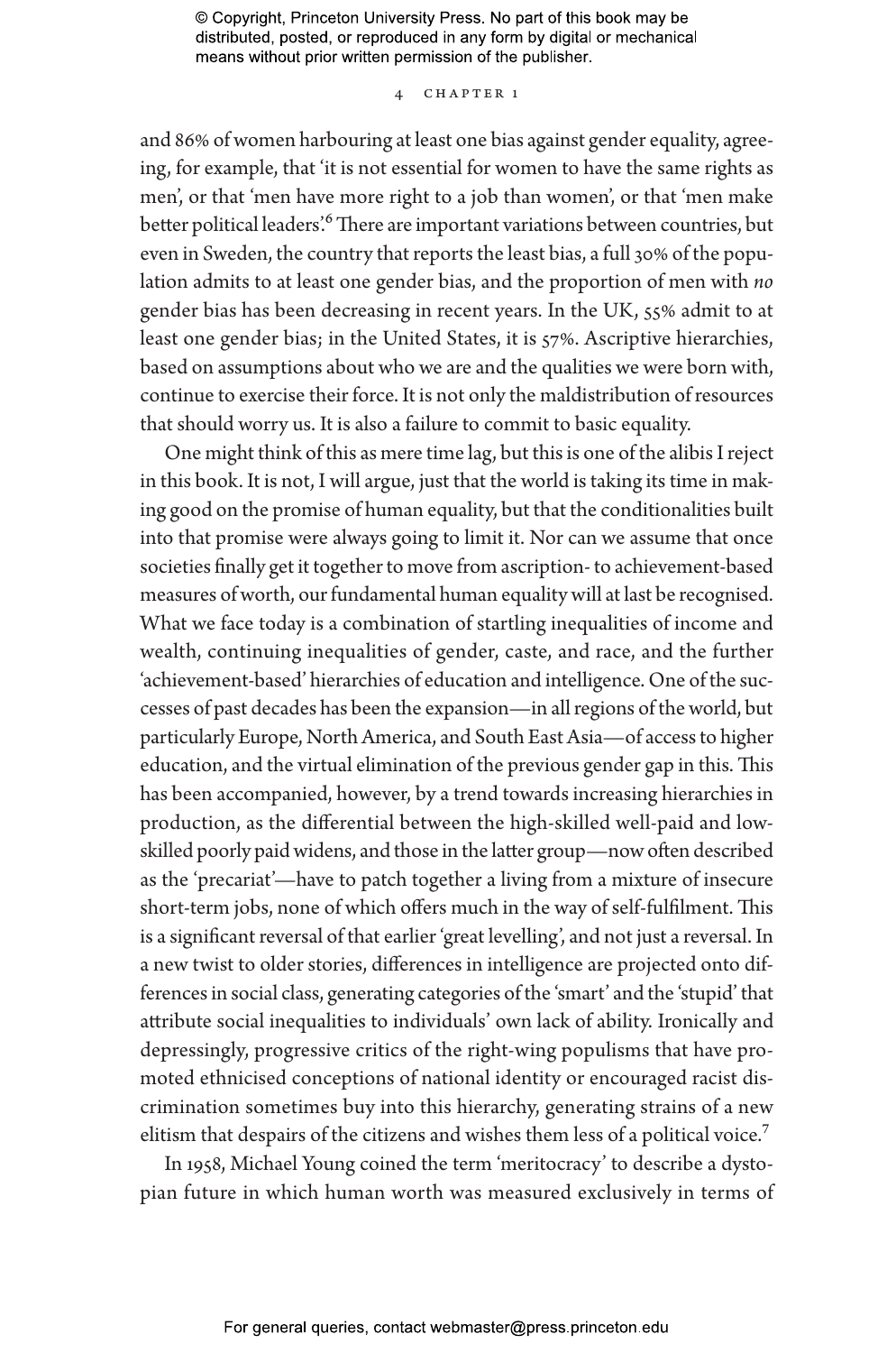and 86% of women harbouring at least one bias against gender equality, agreeing, for example, that 'it is not essential for women to have the same rights as men', or that 'men have more right to a job than women', or that 'men make better political leaders'.[6] There are important variations between countries, but even in Sweden, the country that reports the least bias, a full 30% of the population admits to at least one gender bias, and the proportion of men with *no* gender bias has been decreasing in recent years. In the UK, 55% admit to at least one gender bias; in the United States, it is 57%. Ascriptive hierarchies, based on assumptions about who we are and the qualities we were born with, continue to exercise their force. It is not only the maldistribution of resources that should worry us. It is also a failure to commit to basic equality.

One might think of this as mere time lag, but this is one of the alibis I reject in this book. It is not, I will argue, just that the world is taking its time in making good on the promise of human equality, but that the conditionalities built into that promise were always going to limit it. Nor can we assume that once societies finally get it together to move from ascription- to achievement-based measures of worth, our fundamental human equality will at last be recognised. What we face today is a combination of startling inequalities of income and wealth, continuing inequalities of gender, caste, and race, and the further 'achievement-based' hierarchies of education and intelligence. One of the successes of past decades has been the expansion—in all regions of the world, but particularly Europe, North America, and South East Asia—of access to higher education, and the virtual elimination of the previous gender gap in this. This has been accompanied, however, by a trend towards increasing hierarchies in production, as the differential between the high-skilled well-paid and low-skilled poorly paid widens, and those in the latter group—now often described as the 'precariat'—have to patch together a living from a mixture of insecure short-term jobs, none of which offers much in the way of self-fulfilment. This is a significant reversal of that earlier 'great levelling', and not just a reversal. In a new twist to older stories, differences in intelligence are projected onto differences in social class, generating categories of the 'smart' and the 'stupid' that attribute social inequalities to individuals' own lack of ability. Ironically and depressingly, progressive critics of the right-wing populisms that have promoted ethnicised conceptions of national identity or encouraged racist discrimination sometimes buy into this hierarchy, generating strains of a new elitism that despairs of the citizens and wishes them less of a political voice.[7]

In 1958, Michael Young coined the term 'meritocracy' to describe a dystopian future in which human worth was measured exclusively in terms of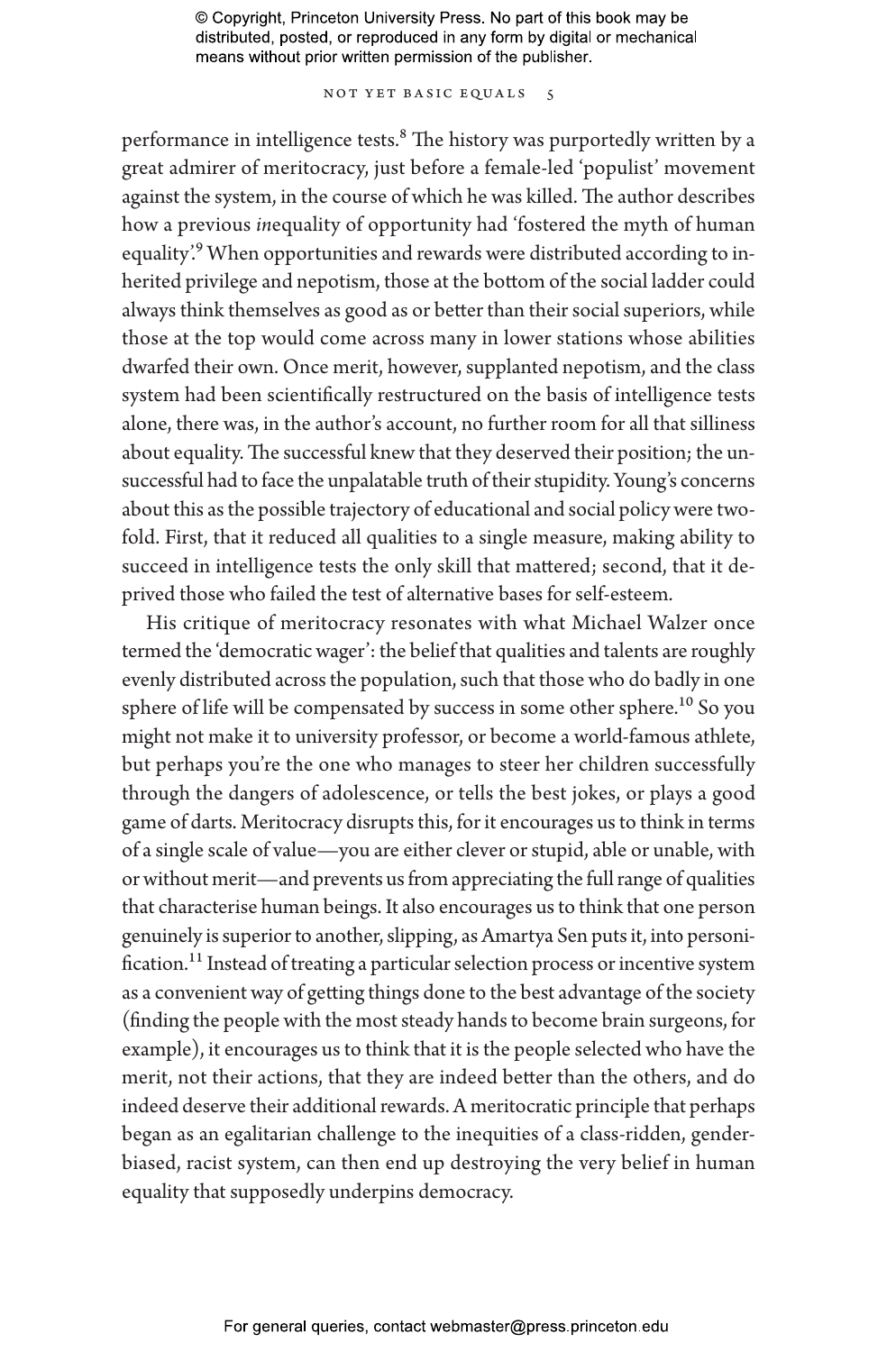performance in intelligence tests.[8] The history was purportedly written by a great admirer of meritocracy, just before a female-led 'populist' movement against the system, in the course of which he was killed. The author describes how a previous *in*equality of opportunity had 'fostered the myth of human equality'.[9] When opportunities and rewards were distributed according to inherited privilege and nepotism, those at the bottom of the social ladder could always think themselves as good as or better than their social superiors, while those at the top would come across many in lower stations whose abilities dwarfed their own. Once merit, however, supplanted nepotism, and the class system had been scientifically restructured on the basis of intelligence tests alone, there was, in the author's account, no further room for all that silliness about equality. The successful knew that they deserved their position; the unsuccessful had to face the unpalatable truth of their stupidity. Young's concerns about this as the possible trajectory of educational and social policy were twofold. First, that it reduced all qualities to a single measure, making ability to succeed in intelligence tests the only skill that mattered; second, that it deprived those who failed the test of alternative bases for self-esteem.

His critique of meritocracy resonates with what Michael Walzer once termed the 'democratic wager': the belief that qualities and talents are roughly evenly distributed across the population, such that those who do badly in one sphere of life will be compensated by success in some other sphere.[10] So you might not make it to university professor, or become a world-famous athlete, but perhaps you're the one who manages to steer her children successfully through the dangers of adolescence, or tells the best jokes, or plays a good game of darts. Meritocracy disrupts this, for it encourages us to think in terms of a single scale of value—you are either clever or stupid, able or unable, with or without merit—and prevents us from appreciating the full range of qualities that characterise human beings. It also encourages us to think that one person genuinely is superior to another, slipping, as Amartya Sen puts it, into personification.[11] Instead of treating a particular selection process or incentive system as a convenient way of getting things done to the best advantage of the society (finding the people with the most steady hands to become brain surgeons, for example), it encourages us to think that it is the people selected who have the merit, not their actions, that they are indeed better than the others, and do indeed deserve their additional rewards. A meritocratic principle that perhaps began as an egalitarian challenge to the inequities of a class-ridden, gender-biased, racist system, can then end up destroying the very belief in human equality that supposedly underpins democracy.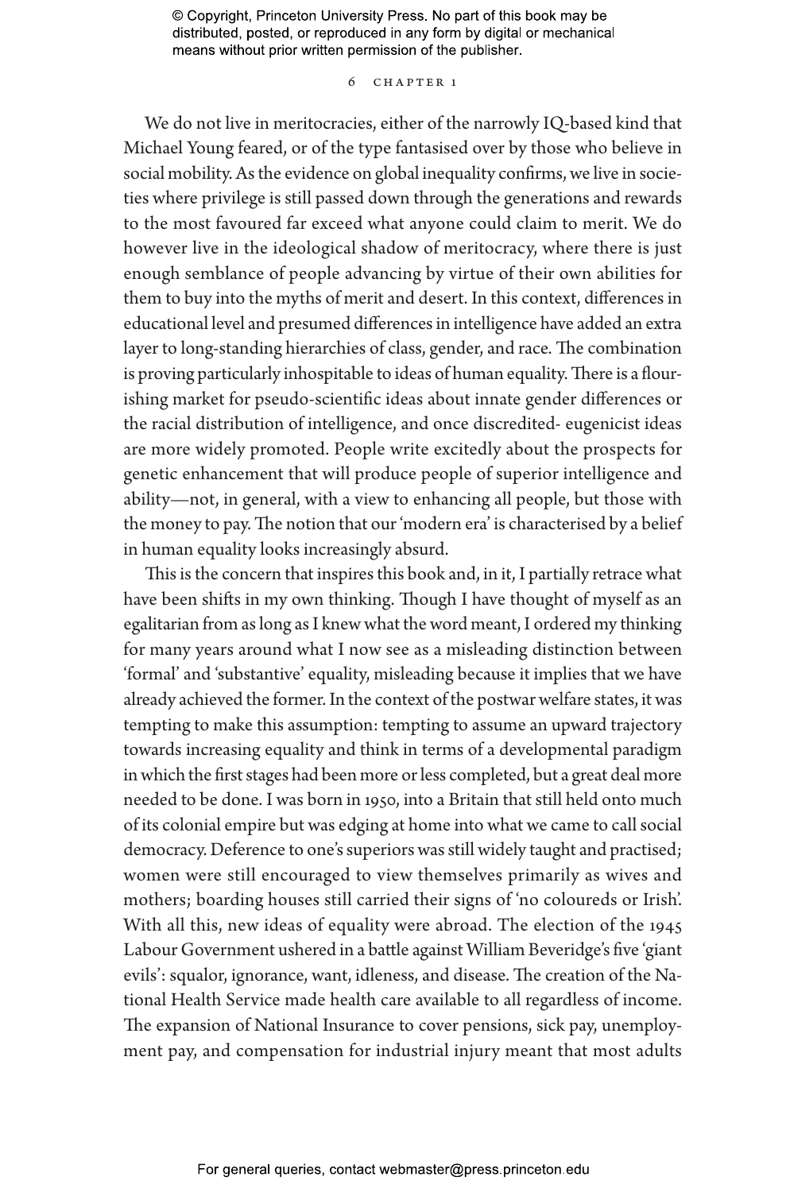We do not live in meritocracies, either of the narrowly IQ-based kind that Michael Young feared, or of the type fantasised over by those who believe in social mobility. As the evidence on global inequality confirms, we live in societies where privilege is still passed down through the generations and rewards to the most favoured far exceed what anyone could claim to merit. We do however live in the ideological shadow of meritocracy, where there is just enough semblance of people advancing by virtue of their own abilities for them to buy into the myths of merit and desert. In this context, differences in educational level and presumed differences in intelligence have added an extra layer to long-standing hierarchies of class, gender, and race. The combination is proving particularly inhospitable to ideas of human equality. There is a flourishing market for pseudo-scientific ideas about innate gender differences or the racial distribution of intelligence, and once discredited- eugenicist ideas are more widely promoted. People write excitedly about the prospects for genetic enhancement that will produce people of superior intelligence and ability—not, in general, with a view to enhancing all people, but those with the money to pay. The notion that our 'modern era' is characterised by a belief in human equality looks increasingly absurd.

This is the concern that inspires this book and, in it, I partially retrace what have been shifts in my own thinking. Though I have thought of myself as an egalitarian from as long as I knew what the word meant, I ordered my thinking for many years around what I now see as a misleading distinction between 'formal' and 'substantive' equality, misleading because it implies that we have already achieved the former. In the context of the postwar welfare states, it was tempting to make this assumption: tempting to assume an upward trajectory towards increasing equality and think in terms of a developmental paradigm in which the first stages had been more or less completed, but a great deal more needed to be done. I was born in 1950, into a Britain that still held onto much of its colonial empire but was edging at home into what we came to call social democracy. Deference to one's superiors was still widely taught and practised; women were still encouraged to view themselves primarily as wives and mothers; boarding houses still carried their signs of 'no coloureds or Irish'. With all this, new ideas of equality were abroad. The election of the 1945 Labour Government ushered in a battle against William Beveridge's five 'giant evils': squalor, ignorance, want, idleness, and disease. The creation of the National Health Service made health care available to all regardless of income. The expansion of National Insurance to cover pensions, sick pay, unemployment pay, and compensation for industrial injury meant that most adults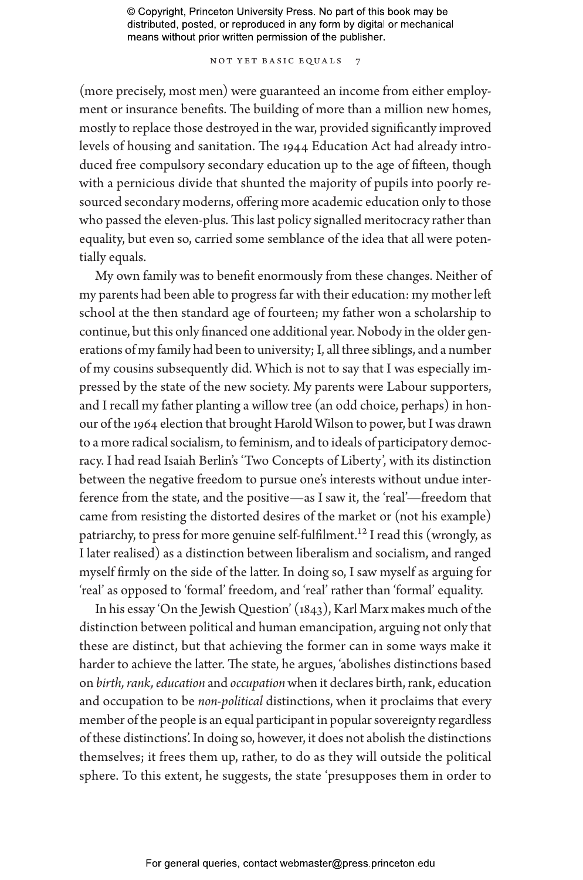(more precisely, most men) were guaranteed an income from either employment or insurance benefits. The building of more than a million new homes, mostly to replace those destroyed in the war, provided significantly improved levels of housing and sanitation. The 1944 Education Act had already introduced free compulsory secondary education up to the age of fifteen, though with a pernicious divide that shunted the majority of pupils into poorly resourced secondary moderns, offering more academic education only to those who passed the eleven-plus. This last policy signalled meritocracy rather than equality, but even so, carried some semblance of the idea that all were potentially equals.

My own family was to benefit enormously from these changes. Neither of my parents had been able to progress far with their education: my mother left school at the then standard age of fourteen; my father won a scholarship to continue, but this only financed one additional year. Nobody in the older generations of my family had been to university; I, all three siblings, and a number of my cousins subsequently did. Which is not to say that I was especially impressed by the state of the new society. My parents were Labour supporters, and I recall my father planting a willow tree (an odd choice, perhaps) in honour of the 1964 election that brought Harold Wilson to power, but I was drawn to a more radical socialism, to feminism, and to ideals of participatory democracy. I had read Isaiah Berlin's 'Two Concepts of Liberty', with its distinction between the negative freedom to pursue one's interests without undue interference from the state, and the positive—as I saw it, the 'real'—freedom that came from resisting the distorted desires of the market or (not his example) patriarchy, to press for more genuine self-fulfilment.[12] I read this (wrongly, as I later realised) as a distinction between liberalism and socialism, and ranged myself firmly on the side of the latter. In doing so, I saw myself as arguing for 'real' as opposed to 'formal' freedom, and 'real' rather than 'formal' equality.

In his essay 'On the Jewish Question' (1843), Karl Marx makes much of the distinction between political and human emancipation, arguing not only that these are distinct, but that achieving the former can in some ways make it harder to achieve the latter. The state, he argues, 'abolishes distinctions based on *birth, rank, education* and *occupation* when it declares birth, rank, education and occupation to be *non-political* distinctions, when it proclaims that every member of the people is an equal participant in popular sovereignty regardless of these distinctions'. In doing so, however, it does not abolish the distinctions themselves; it frees them up, rather, to do as they will outside the political sphere. To this extent, he suggests, the state 'presupposes them in order to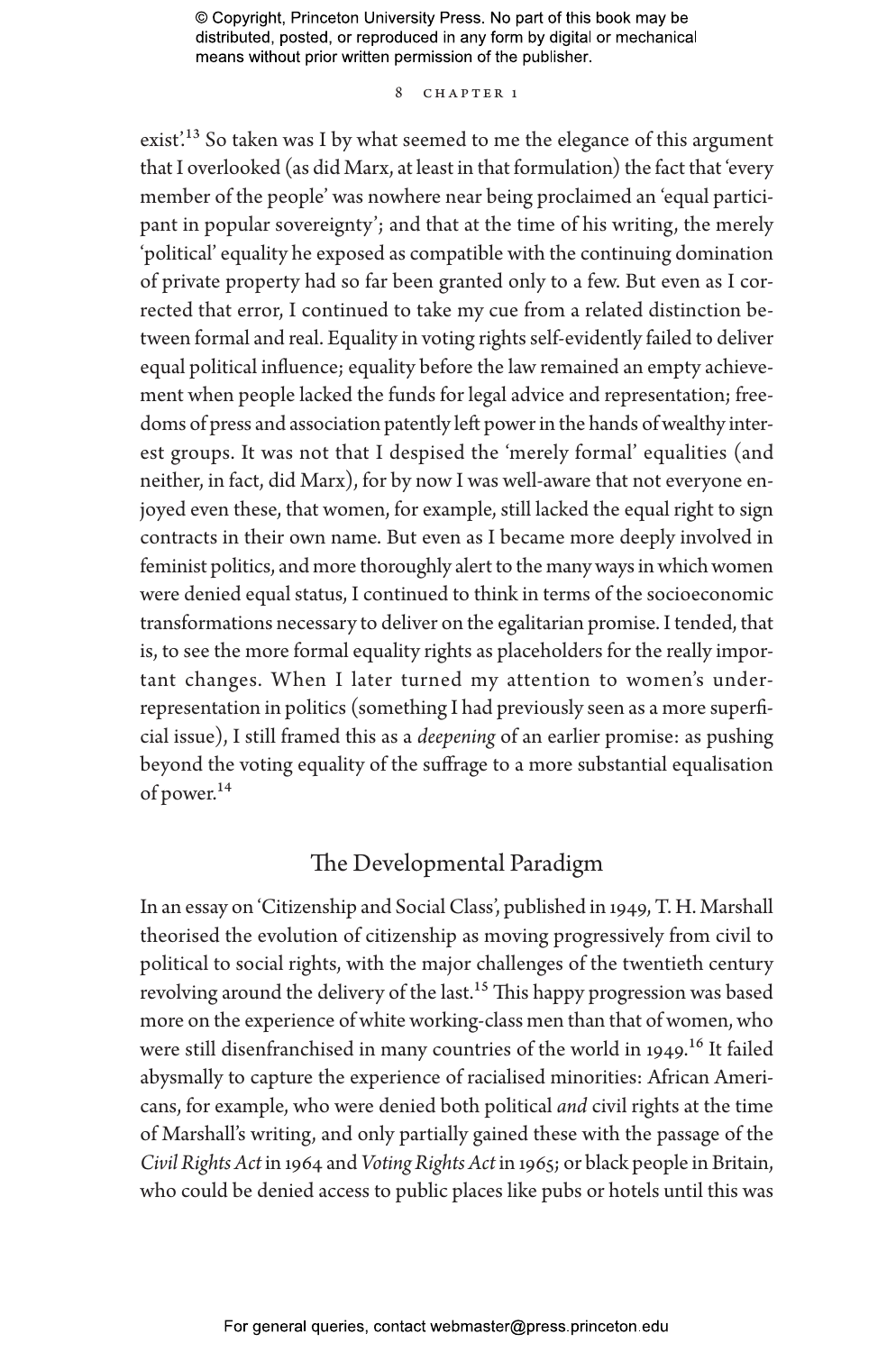exist'.[13] So taken was I by what seemed to me the elegance of this argument that I overlooked (as did Marx, at least in that formulation) the fact that 'every member of the people' was nowhere near being proclaimed an 'equal participant in popular sovereignty'; and that at the time of his writing, the merely 'political' equality he exposed as compatible with the continuing domination of private property had so far been granted only to a few. But even as I corrected that error, I continued to take my cue from a related distinction between formal and real. Equality in voting rights self-evidently failed to deliver equal political influence; equality before the law remained an empty achievement when people lacked the funds for legal advice and representation; freedoms of press and association patently left power in the hands of wealthy interest groups. It was not that I despised the 'merely formal' equalities (and neither, in fact, did Marx), for by now I was well-aware that not everyone enjoyed even these, that women, for example, still lacked the equal right to sign contracts in their own name. But even as I became more deeply involved in feminist politics, and more thoroughly alert to the many ways in which women were denied equal status, I continued to think in terms of the socioeconomic transformations necessary to deliver on the egalitarian promise. I tended, that is, to see the more formal equality rights as placeholders for the really important changes. When I later turned my attention to women's under-representation in politics (something I had previously seen as a more superficial issue), I still framed this as a *deepening* of an earlier promise: as pushing beyond the voting equality of the suffrage to a more substantial equalisation of power.[14]

## The Developmental Paradigm

In an essay on 'Citizenship and Social Class', published in 1949, T. H. Marshall theorised the evolution of citizenship as moving progressively from civil to political to social rights, with the major challenges of the twentieth century revolving around the delivery of the last.[15] This happy progression was based more on the experience of white working-class men than that of women, who were still disenfranchised in many countries of the world in 1949.[16] It failed abysmally to capture the experience of racialised minorities: African Americans, for example, who were denied both political *and* civil rights at the time of Marshall's writing, and only partially gained these with the passage of the *Civil Rights Act* in 1964 and *Voting Rights Act* in 1965; or black people in Britain, who could be denied access to public places like pubs or hotels until this was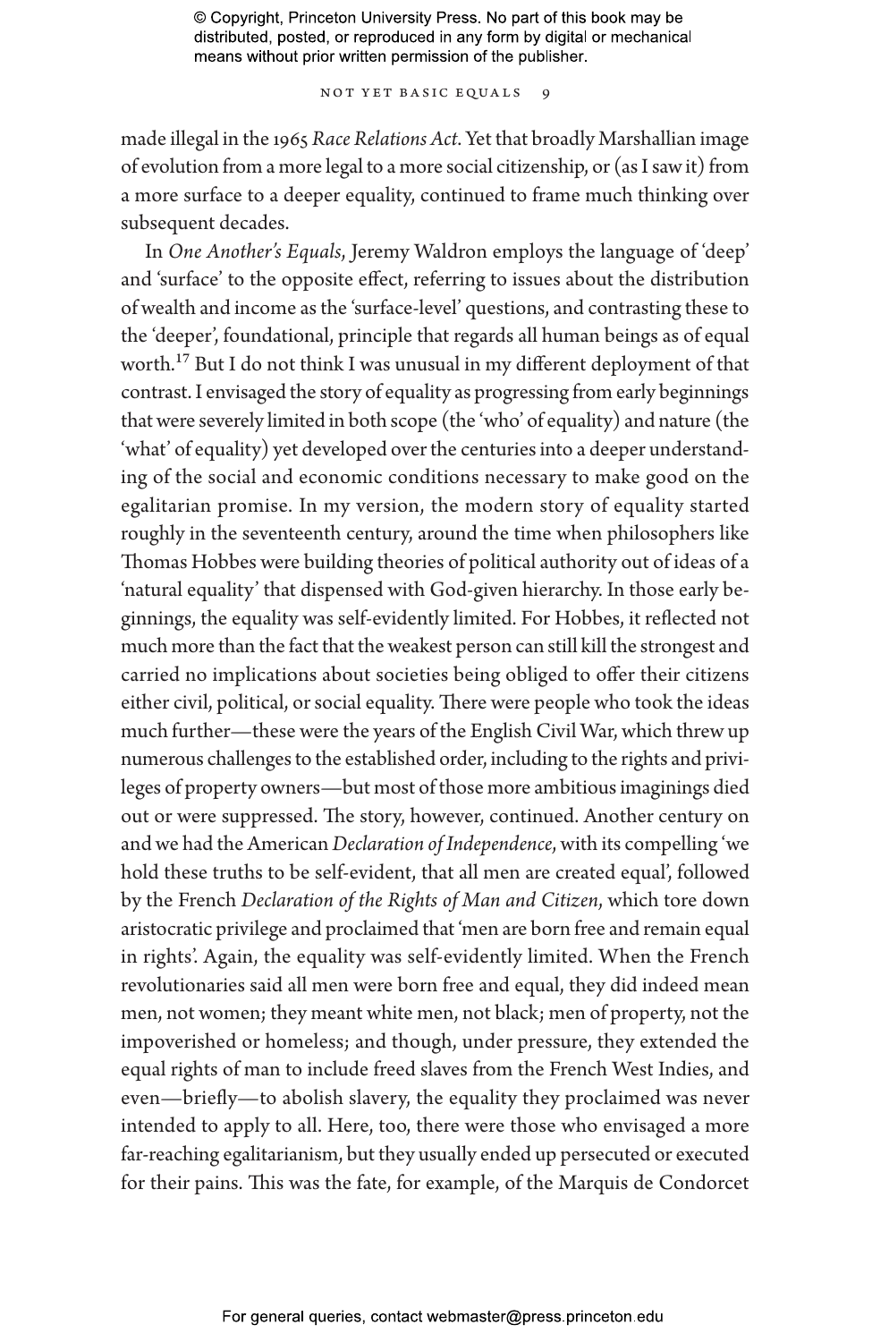made illegal in the 1965 *Race Relations Act*. Yet that broadly Marshallian image of evolution from a more legal to a more social citizenship, or (as I saw it) from a more surface to a deeper equality, continued to frame much thinking over subsequent decades.

In *One Another's Equals*, Jeremy Waldron employs the language of 'deep' and 'surface' to the opposite effect, referring to issues about the distribution of wealth and income as the 'surface-level' questions, and contrasting these to the 'deeper', foundational, principle that regards all human beings as of equal worth.[17] But I do not think I was unusual in my different deployment of that contrast. I envisaged the story of equality as progressing from early beginnings that were severely limited in both scope (the 'who' of equality) and nature (the 'what' of equality) yet developed over the centuries into a deeper understanding of the social and economic conditions necessary to make good on the egalitarian promise. In my version, the modern story of equality started roughly in the seventeenth century, around the time when philosophers like Thomas Hobbes were building theories of political authority out of ideas of a 'natural equality' that dispensed with God-given hierarchy. In those early beginnings, the equality was self-evidently limited. For Hobbes, it reflected not much more than the fact that the weakest person can still kill the strongest and carried no implications about societies being obliged to offer their citizens either civil, political, or social equality. There were people who took the ideas much further—these were the years of the English Civil War, which threw up numerous challenges to the established order, including to the rights and privileges of property owners—but most of those more ambitious imaginings died out or were suppressed. The story, however, continued. Another century on and we had the American *Declaration of Independence*, with its compelling 'we hold these truths to be self-evident, that all men are created equal', followed by the French *Declaration of the Rights of Man and Citizen*, which tore down aristocratic privilege and proclaimed that 'men are born free and remain equal in rights'. Again, the equality was self-evidently limited. When the French revolutionaries said all men were born free and equal, they did indeed mean men, not women; they meant white men, not black; men of property, not the impoverished or homeless; and though, under pressure, they extended the equal rights of man to include freed slaves from the French West Indies, and even—briefly—to abolish slavery, the equality they proclaimed was never intended to apply to all. Here, too, there were those who envisaged a more far-reaching egalitarianism, but they usually ended up persecuted or executed for their pains. This was the fate, for example, of the Marquis de Condorcet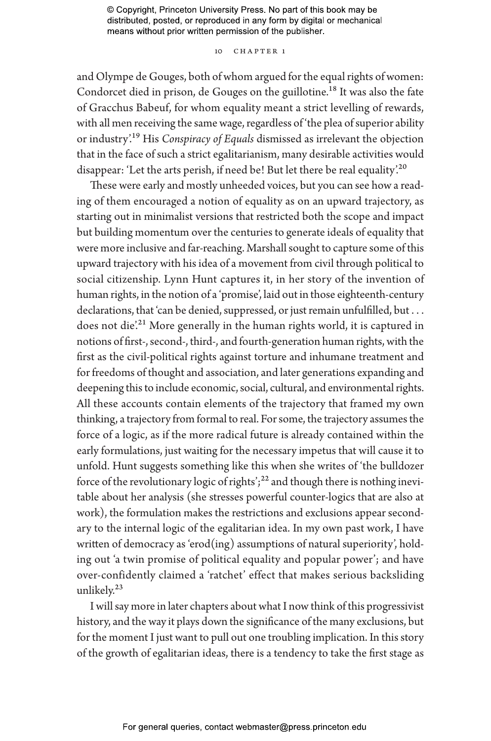and Olympe de Gouges, both of whom argued for the equal rights of women: Condorcet died in prison, de Gouges on the guillotine.[18] It was also the fate of Gracchus Babeuf, for whom equality meant a strict levelling of rewards, with all men receiving the same wage, regardless of 'the plea of superior ability or industry'.[19] His *Conspiracy of Equals* dismissed as irrelevant the objection that in the face of such a strict egalitarianism, many desirable activities would disappear: 'Let the arts perish, if need be! But let there be real equality'.[20]

These were early and mostly unheeded voices, but you can see how a reading of them encouraged a notion of equality as on an upward trajectory, as starting out in minimalist versions that restricted both the scope and impact but building momentum over the centuries to generate ideals of equality that were more inclusive and far-reaching. Marshall sought to capture some of this upward trajectory with his idea of a movement from civil through political to social citizenship. Lynn Hunt captures it, in her story of the invention of human rights, in the notion of a 'promise', laid out in those eighteenth-century declarations, that 'can be denied, suppressed, or just remain unfulfilled, but . . . does not die'.[21] More generally in the human rights world, it is captured in notions of first-, second-, third-, and fourth-generation human rights, with the first as the civil-political rights against torture and inhumane treatment and for freedoms of thought and association, and later generations expanding and deepening this to include economic, social, cultural, and environmental rights. All these accounts contain elements of the trajectory that framed my own thinking, a trajectory from formal to real. For some, the trajectory assumes the force of a logic, as if the more radical future is already contained within the early formulations, just waiting for the necessary impetus that will cause it to unfold. Hunt suggests something like this when she writes of 'the bulldozer force of the revolutionary logic of rights';[22] and though there is nothing inevitable about her analysis (she stresses powerful counter-logics that are also at work), the formulation makes the restrictions and exclusions appear secondary to the internal logic of the egalitarian idea. In my own past work, I have written of democracy as 'erod(ing) assumptions of natural superiority', holding out 'a twin promise of political equality and popular power'; and have over-confidently claimed a 'ratchet' effect that makes serious backsliding unlikely.[23]

I will say more in later chapters about what I now think of this progressivist history, and the way it plays down the significance of the many exclusions, but for the moment I just want to pull out one troubling implication. In this story of the growth of egalitarian ideas, there is a tendency to take the first stage as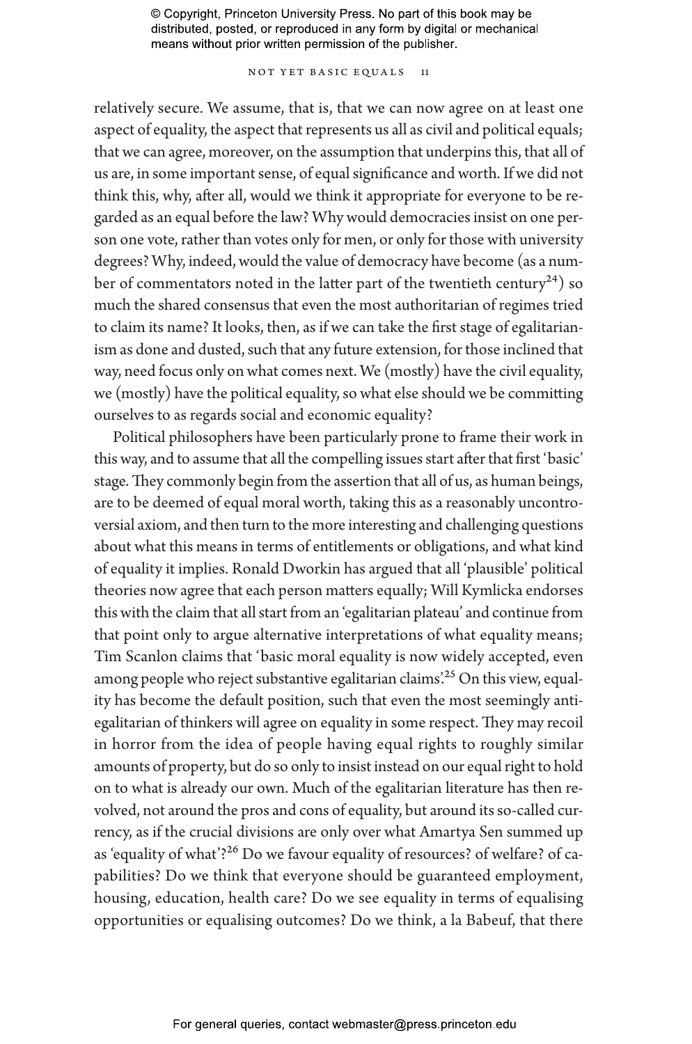relatively secure. We assume, that is, that we can now agree on at least one aspect of equality, the aspect that represents us all as civil and political equals; that we can agree, moreover, on the assumption that underpins this, that all of us are, in some important sense, of equal significance and worth. If we did not think this, why, after all, would we think it appropriate for everyone to be regarded as an equal before the law? Why would democracies insist on one person one vote, rather than votes only for men, or only for those with university degrees? Why, indeed, would the value of democracy have become (as a number of commentators noted in the latter part of the twentieth century[24]) so much the shared consensus that even the most authoritarian of regimes tried to claim its name? It looks, then, as if we can take the first stage of egalitarianism as done and dusted, such that any future extension, for those inclined that way, need focus only on what comes next. We (mostly) have the civil equality, we (mostly) have the political equality, so what else should we be committing ourselves to as regards social and economic equality?

Political philosophers have been particularly prone to frame their work in this way, and to assume that all the compelling issues start after that first 'basic' stage. They commonly begin from the assertion that all of us, as human beings, are to be deemed of equal moral worth, taking this as a reasonably uncontroversial axiom, and then turn to the more interesting and challenging questions about what this means in terms of entitlements or obligations, and what kind of equality it implies. Ronald Dworkin has argued that all 'plausible' political theories now agree that each person matters equally; Will Kymlicka endorses this with the claim that all start from an 'egalitarian plateau' and continue from that point only to argue alternative interpretations of what equality means; Tim Scanlon claims that 'basic moral equality is now widely accepted, even among people who reject substantive egalitarian claims'.[25] On this view, equality has become the default position, such that even the most seemingly anti-egalitarian of thinkers will agree on equality in some respect. They may recoil in horror from the idea of people having equal rights to roughly similar amounts of property, but do so only to insist instead on our equal right to hold on to what is already our own. Much of the egalitarian literature has then revolved, not around the pros and cons of equality, but around its so-called currency, as if the crucial divisions are only over what Amartya Sen summed up as 'equality of what'?[26] Do we favour equality of resources? of welfare? of capabilities? Do we think that everyone should be guaranteed employment, housing, education, health care? Do we see equality in terms of equalising opportunities or equalising outcomes? Do we think, a la Babeuf, that there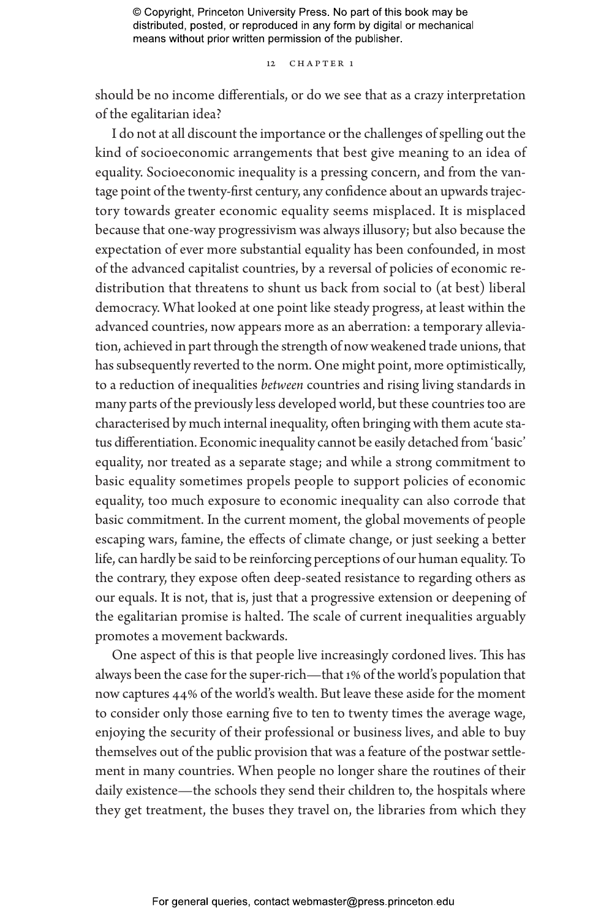should be no income differentials, or do we see that as a crazy interpretation of the egalitarian idea?

I do not at all discount the importance or the challenges of spelling out the kind of socioeconomic arrangements that best give meaning to an idea of equality. Socioeconomic inequality is a pressing concern, and from the vantage point of the twenty-first century, any confidence about an upwards trajectory towards greater economic equality seems misplaced. It is misplaced because that one-way progressivism was always illusory; but also because the expectation of ever more substantial equality has been confounded, in most of the advanced capitalist countries, by a reversal of policies of economic redistribution that threatens to shunt us back from social to (at best) liberal democracy. What looked at one point like steady progress, at least within the advanced countries, now appears more as an aberration: a temporary alleviation, achieved in part through the strength of now weakened trade unions, that has subsequently reverted to the norm. One might point, more optimistically, to a reduction of inequalities *between* countries and rising living standards in many parts of the previously less developed world, but these countries too are characterised by much internal inequality, often bringing with them acute status differentiation. Economic inequality cannot be easily detached from 'basic' equality, nor treated as a separate stage; and while a strong commitment to basic equality sometimes propels people to support policies of economic equality, too much exposure to economic inequality can also corrode that basic commitment. In the current moment, the global movements of people escaping wars, famine, the effects of climate change, or just seeking a better life, can hardly be said to be reinforcing perceptions of our human equality. To the contrary, they expose often deep-seated resistance to regarding others as our equals. It is not, that is, just that a progressive extension or deepening of the egalitarian promise is halted. The scale of current inequalities arguably promotes a movement backwards.

One aspect of this is that people live increasingly cordoned lives. This has always been the case for the super-rich—that 1% of the world's population that now captures 44% of the world's wealth. But leave these aside for the moment to consider only those earning five to ten to twenty times the average wage, enjoying the security of their professional or business lives, and able to buy themselves out of the public provision that was a feature of the postwar settlement in many countries. When people no longer share the routines of their daily existence—the schools they send their children to, the hospitals where they get treatment, the buses they travel on, the libraries from which they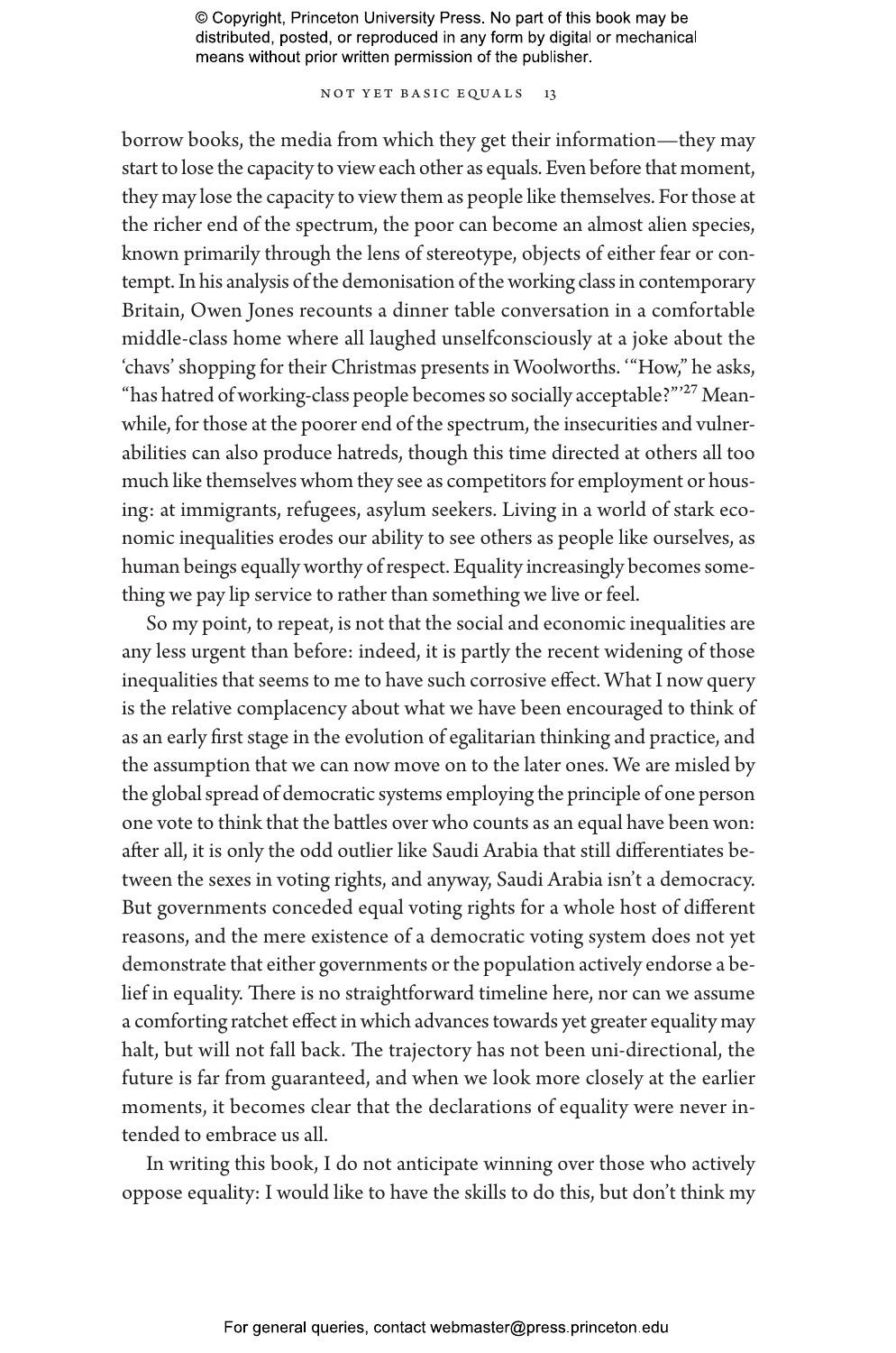borrow books, the media from which they get their information—they may start to lose the capacity to view each other as equals. Even before that moment, they may lose the capacity to view them as people like themselves. For those at the richer end of the spectrum, the poor can become an almost alien species, known primarily through the lens of stereotype, objects of either fear or contempt. In his analysis of the demonisation of the working class in contemporary Britain, Owen Jones recounts a dinner table conversation in a comfortable middle-class home where all laughed unselfconsciously at a joke about the 'chavs' shopping for their Christmas presents in Woolworths. '"How," he asks, "has hatred of working-class people becomes so socially acceptable?"'[27] Meanwhile, for those at the poorer end of the spectrum, the insecurities and vulnerabilities can also produce hatreds, though this time directed at others all too much like themselves whom they see as competitors for employment or housing: at immigrants, refugees, asylum seekers. Living in a world of stark economic inequalities erodes our ability to see others as people like ourselves, as human beings equally worthy of respect. Equality increasingly becomes something we pay lip service to rather than something we live or feel.

So my point, to repeat, is not that the social and economic inequalities are any less urgent than before: indeed, it is partly the recent widening of those inequalities that seems to me to have such corrosive effect. What I now query is the relative complacency about what we have been encouraged to think of as an early first stage in the evolution of egalitarian thinking and practice, and the assumption that we can now move on to the later ones. We are misled by the global spread of democratic systems employing the principle of one person one vote to think that the battles over who counts as an equal have been won: after all, it is only the odd outlier like Saudi Arabia that still differentiates between the sexes in voting rights, and anyway, Saudi Arabia isn't a democracy. But governments conceded equal voting rights for a whole host of different reasons, and the mere existence of a democratic voting system does not yet demonstrate that either governments or the population actively endorse a belief in equality. There is no straightforward timeline here, nor can we assume a comforting ratchet effect in which advances towards yet greater equality may halt, but will not fall back. The trajectory has not been uni-directional, the future is far from guaranteed, and when we look more closely at the earlier moments, it becomes clear that the declarations of equality were never intended to embrace us all.

In writing this book, I do not anticipate winning over those who actively oppose equality: I would like to have the skills to do this, but don't think my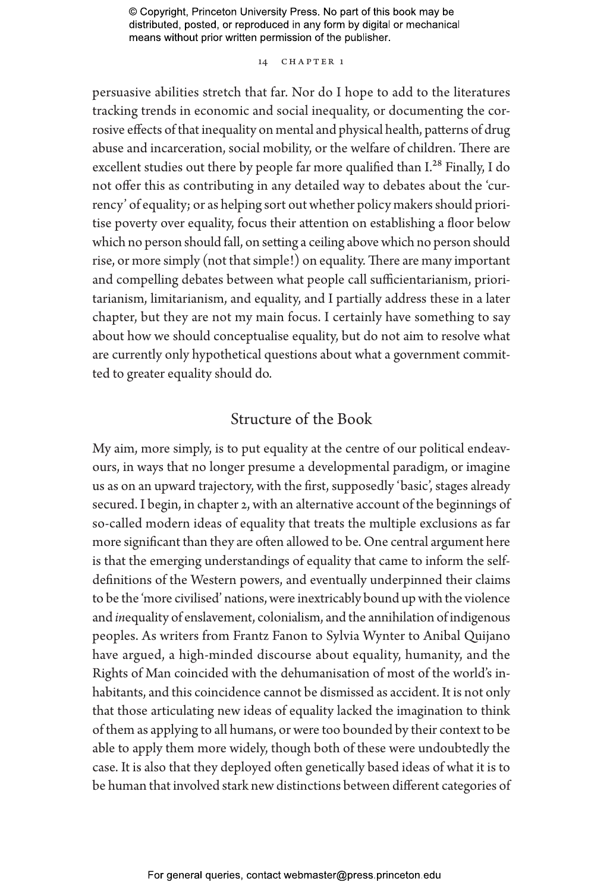persuasive abilities stretch that far. Nor do I hope to add to the literatures tracking trends in economic and social inequality, or documenting the corrosive effects of that inequality on mental and physical health, patterns of drug abuse and incarceration, social mobility, or the welfare of children. There are excellent studies out there by people far more qualified than I.[28] Finally, I do not offer this as contributing in any detailed way to debates about the 'currency' of equality; or as helping sort out whether policy makers should prioritise poverty over equality, focus their attention on establishing a floor below which no person should fall, on setting a ceiling above which no person should rise, or more simply (not that simple!) on equality. There are many important and compelling debates between what people call sufficientarianism, prioritarianism, limitarianism, and equality, and I partially address these in a later chapter, but they are not my main focus. I certainly have something to say about how we should conceptualise equality, but do not aim to resolve what are currently only hypothetical questions about what a government committed to greater equality should do.

## Structure of the Book

My aim, more simply, is to put equality at the centre of our political endeavours, in ways that no longer presume a developmental paradigm, or imagine us as on an upward trajectory, with the first, supposedly 'basic', stages already secured. I begin, in chapter 2, with an alternative account of the beginnings of so-called modern ideas of equality that treats the multiple exclusions as far more significant than they are often allowed to be. One central argument here is that the emerging understandings of equality that came to inform the self-definitions of the Western powers, and eventually underpinned their claims to be the 'more civilised' nations, were inextricably bound up with the violence and *in*equality of enslavement, colonialism, and the annihilation of indigenous peoples. As writers from Frantz Fanon to Sylvia Wynter to Anibal Quijano have argued, a high-minded discourse about equality, humanity, and the Rights of Man coincided with the dehumanisation of most of the world's inhabitants, and this coincidence cannot be dismissed as accident. It is not only that those articulating new ideas of equality lacked the imagination to think of them as applying to all humans, or were too bounded by their context to be able to apply them more widely, though both of these were undoubtedly the case. It is also that they deployed often genetically based ideas of what it is to be human that involved stark new distinctions between different categories of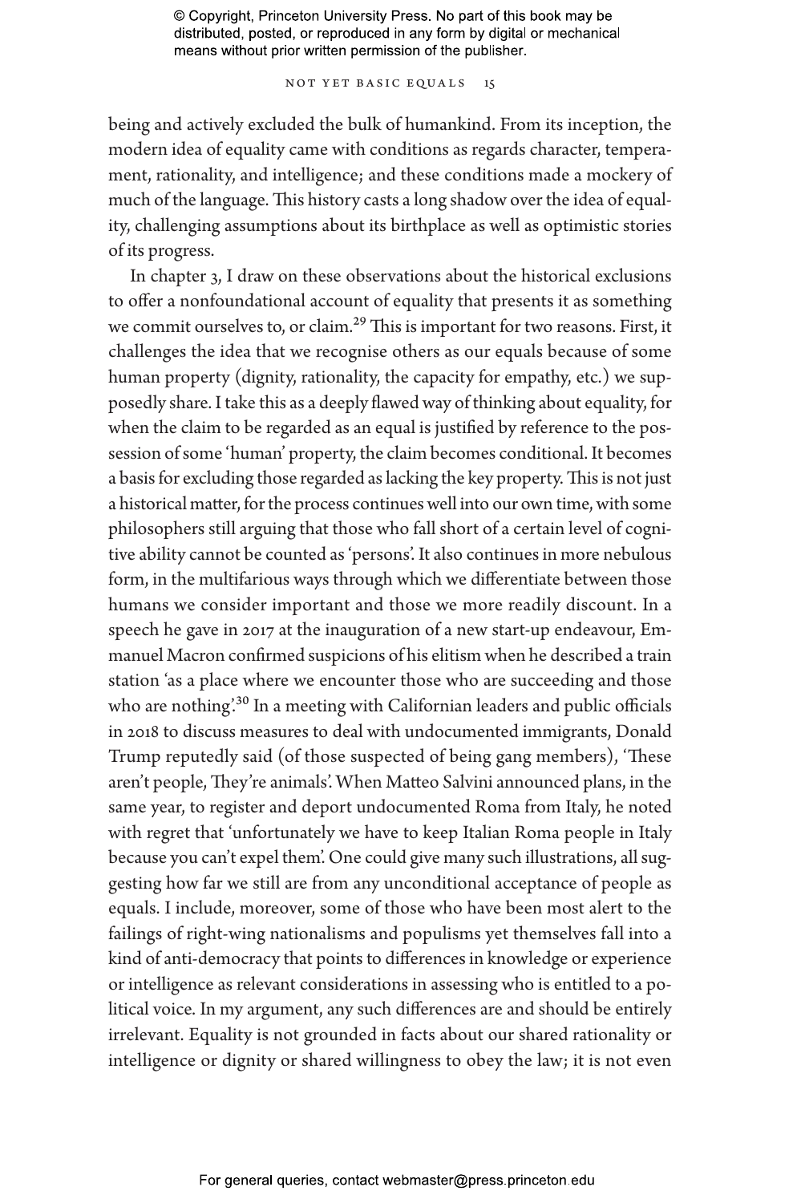being and actively excluded the bulk of humankind. From its inception, the modern idea of equality came with conditions as regards character, temperament, rationality, and intelligence; and these conditions made a mockery of much of the language. This history casts a long shadow over the idea of equality, challenging assumptions about its birthplace as well as optimistic stories of its progress.

In chapter 3, I draw on these observations about the historical exclusions to offer a nonfoundational account of equality that presents it as something we commit ourselves to, or claim.[29] This is important for two reasons. First, it challenges the idea that we recognise others as our equals because of some human property (dignity, rationality, the capacity for empathy, etc.) we supposedly share. I take this as a deeply flawed way of thinking about equality, for when the claim to be regarded as an equal is justified by reference to the possession of some 'human' property, the claim becomes conditional. It becomes a basis for excluding those regarded as lacking the key property. This is not just a historical matter, for the process continues well into our own time, with some philosophers still arguing that those who fall short of a certain level of cognitive ability cannot be counted as 'persons'. It also continues in more nebulous form, in the multifarious ways through which we differentiate between those humans we consider important and those we more readily discount. In a speech he gave in 2017 at the inauguration of a new start-up endeavour, Emmanuel Macron confirmed suspicions of his elitism when he described a train station 'as a place where we encounter those who are succeeding and those who are nothing'.[30] In a meeting with Californian leaders and public officials in 2018 to discuss measures to deal with undocumented immigrants, Donald Trump reputedly said (of those suspected of being gang members), 'These aren't people, They're animals'. When Matteo Salvini announced plans, in the same year, to register and deport undocumented Roma from Italy, he noted with regret that 'unfortunately we have to keep Italian Roma people in Italy because you can't expel them'. One could give many such illustrations, all suggesting how far we still are from any unconditional acceptance of people as equals. I include, moreover, some of those who have been most alert to the failings of right-wing nationalisms and populisms yet themselves fall into a kind of anti-democracy that points to differences in knowledge or experience or intelligence as relevant considerations in assessing who is entitled to a political voice. In my argument, any such differences are and should be entirely irrelevant. Equality is not grounded in facts about our shared rationality or intelligence or dignity or shared willingness to obey the law; it is not even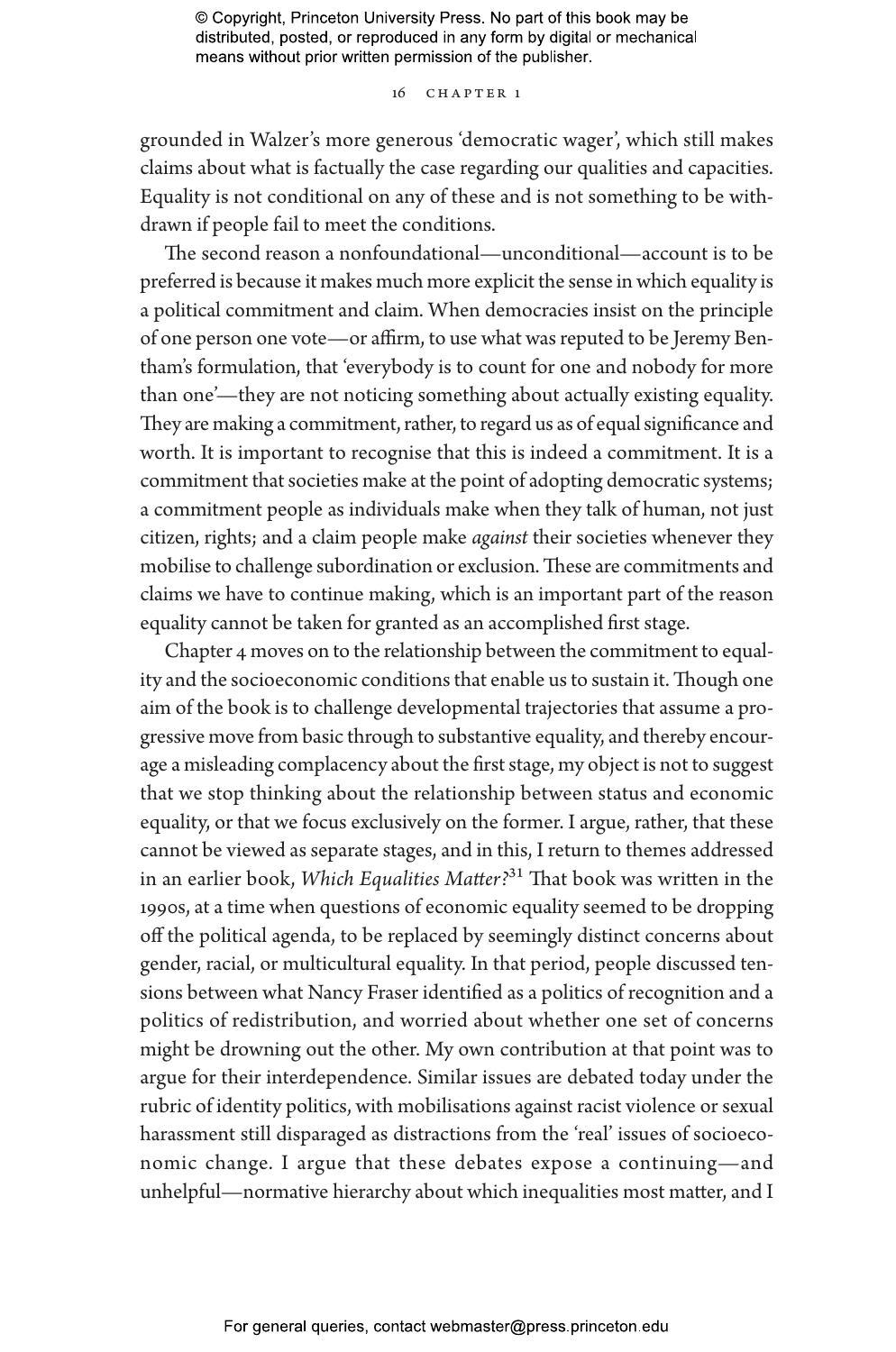grounded in Walzer's more generous 'democratic wager', which still makes claims about what is factually the case regarding our qualities and capacities. Equality is not conditional on any of these and is not something to be withdrawn if people fail to meet the conditions.

The second reason a nonfoundational—unconditional—account is to be preferred is because it makes much more explicit the sense in which equality is a political commitment and claim. When democracies insist on the principle of one person one vote—or affirm, to use what was reputed to be Jeremy Bentham's formulation, that 'everybody is to count for one and nobody for more than one'—they are not noticing something about actually existing equality. They are making a commitment, rather, to regard us as of equal significance and worth. It is important to recognise that this is indeed a commitment. It is a commitment that societies make at the point of adopting democratic systems; a commitment people as individuals make when they talk of human, not just citizen, rights; and a claim people make *against* their societies whenever they mobilise to challenge subordination or exclusion. These are commitments and claims we have to continue making, which is an important part of the reason equality cannot be taken for granted as an accomplished first stage.

Chapter 4 moves on to the relationship between the commitment to equality and the socioeconomic conditions that enable us to sustain it. Though one aim of the book is to challenge developmental trajectories that assume a progressive move from basic through to substantive equality, and thereby encourage a misleading complacency about the first stage, my object is not to suggest that we stop thinking about the relationship between status and economic equality, or that we focus exclusively on the former. I argue, rather, that these cannot be viewed as separate stages, and in this, I return to themes addressed in an earlier book, *Which Equalities Matter?*[31] That book was written in the 1990s, at a time when questions of economic equality seemed to be dropping off the political agenda, to be replaced by seemingly distinct concerns about gender, racial, or multicultural equality. In that period, people discussed tensions between what Nancy Fraser identified as a politics of recognition and a politics of redistribution, and worried about whether one set of concerns might be drowning out the other. My own contribution at that point was to argue for their interdependence. Similar issues are debated today under the rubric of identity politics, with mobilisations against racist violence or sexual harassment still disparaged as distractions from the 'real' issues of socioeconomic change. I argue that these debates expose a continuing—and unhelpful—normative hierarchy about which inequalities most matter, and I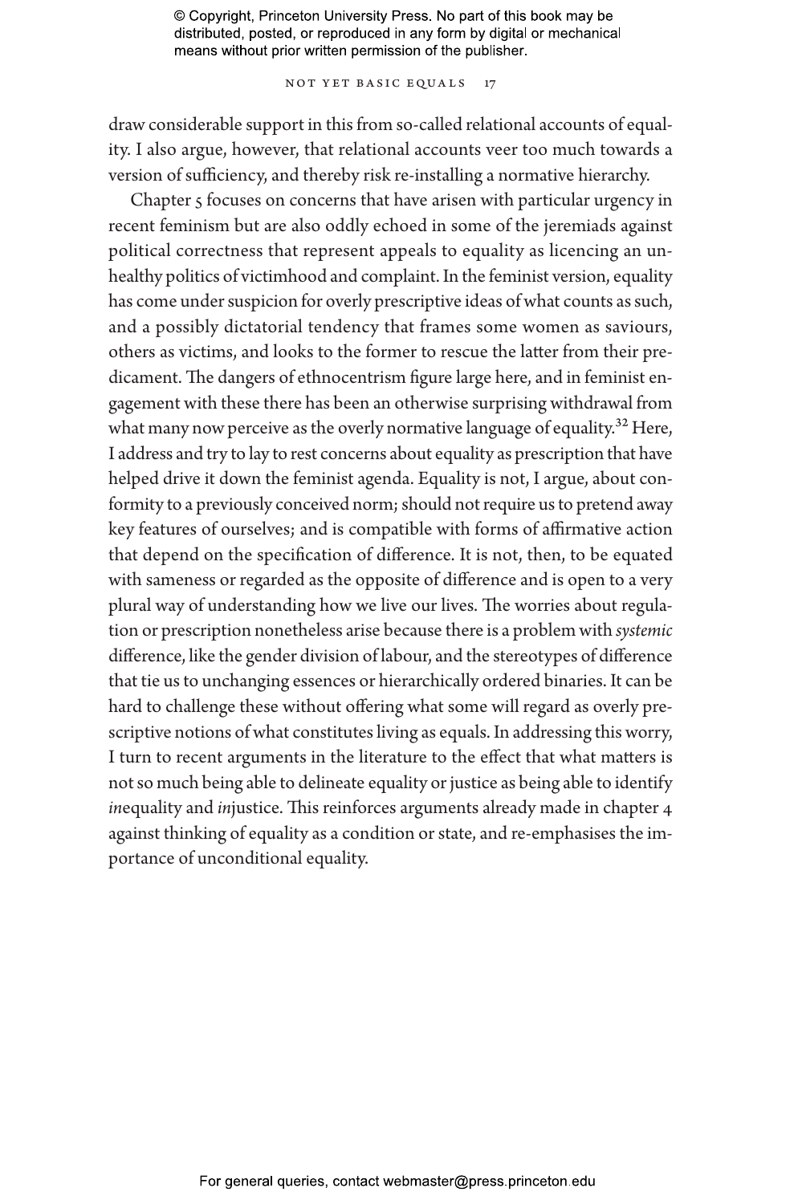draw considerable support in this from so-called relational accounts of equality. I also argue, however, that relational accounts veer too much towards a version of sufficiency, and thereby risk re-installing a normative hierarchy.

Chapter 5 focuses on concerns that have arisen with particular urgency in recent feminism but are also oddly echoed in some of the jeremiads against political correctness that represent appeals to equality as licencing an unhealthy politics of victimhood and complaint. In the feminist version, equality has come under suspicion for overly prescriptive ideas of what counts as such, and a possibly dictatorial tendency that frames some women as saviours, others as victims, and looks to the former to rescue the latter from their predicament. The dangers of ethnocentrism figure large here, and in feminist engagement with these there has been an otherwise surprising withdrawal from what many now perceive as the overly normative language of equality.[32] Here, I address and try to lay to rest concerns about equality as prescription that have helped drive it down the feminist agenda. Equality is not, I argue, about conformity to a previously conceived norm; should not require us to pretend away key features of ourselves; and is compatible with forms of affirmative action that depend on the specification of difference. It is not, then, to be equated with sameness or regarded as the opposite of difference and is open to a very plural way of understanding how we live our lives. The worries about regulation or prescription nonetheless arise because there is a problem with *systemic* difference, like the gender division of labour, and the stereotypes of difference that tie us to unchanging essences or hierarchically ordered binaries. It can be hard to challenge these without offering what some will regard as overly prescriptive notions of what constitutes living as equals. In addressing this worry, I turn to recent arguments in the literature to the effect that what matters is not so much being able to delineate equality or justice as being able to identify *in*equality and *in*justice. This reinforces arguments already made in chapter 4 against thinking of equality as a condition or state, and re-emphasises the importance of unconditional equality.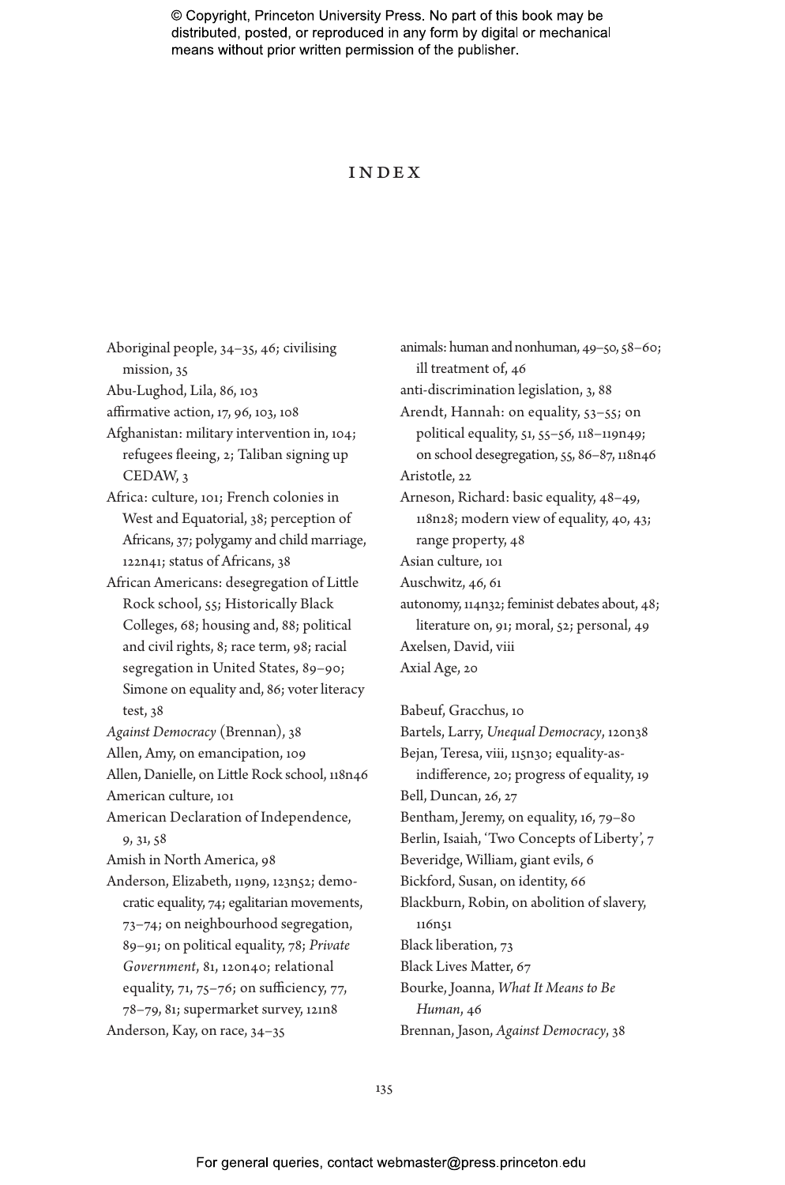# INDEX

Aboriginal people, 34–35, 46; civilising mission, 35

Abu-Lughod, Lila, 86, 103

affirmative action, 17, 96, 103, 108

Afghanistan: military intervention in, 104; refugees fleeing, 2; Taliban signing up CEDAW, 3

Africa: culture, 101; French colonies in West and Equatorial, 38; perception of Africans, 37; polygamy and child marriage, 122n41; status of Africans, 38

African Americans: desegregation of Little Rock school, 55; Historically Black Colleges, 68; housing and, 88; political and civil rights, 8; race term, 98; racial segregation in United States, 89–90; Simone on equality and, 86; voter literacy test, 38

*Against Democracy* (Brennan), 38

Allen, Amy, on emancipation, 109

Allen, Danielle, on Little Rock school, 118n46

American culture, 101

American Declaration of Independence, 9, 31, 58

Amish in North America, 98

Anderson, Elizabeth, 119n9, 123n52; democratic equality, 74; egalitarian movements, 73–74; on neighbourhood segregation, 89–91; on political equality, 78; *Private Government*, 81, 120n40; relational equality, 71, 75–76; on sufficiency, 77, 78–79, 81; supermarket survey, 121n8

Anderson, Kay, on race, 34–35

animals: human and nonhuman, 49–50, 58–60; ill treatment of, 46

anti-discrimination legislation, 3, 88

Arendt, Hannah: on equality, 53–55; on political equality, 51, 55–56, 118–119n49; on school desegregation, 55, 86–87, 118n46

Aristotle, 22

Arneson, Richard: basic equality, 48–49, 118n28; modern view of equality, 40, 43; range property, 48

Asian culture, 101

Auschwitz, 46, 61

autonomy, 114n32; feminist debates about, 48; literature on, 91; moral, 52; personal, 49

Axelsen, David, viii

Axial Age, 20

Babeuf, Gracchus, 10

Bartels, Larry, *Unequal Democracy*, 120n38

Bejan, Teresa, viii, 115n30; equality-as-indifference, 20; progress of equality, 19

Bell, Duncan, 26, 27

Bentham, Jeremy, on equality, 16, 79–80

Berlin, Isaiah, 'Two Concepts of Liberty', 7

Beveridge, William, giant evils, 6

Bickford, Susan, on identity, 66

Blackburn, Robin, on abolition of slavery, 116n51

Black liberation, 73

Black Lives Matter, 67

Bourke, Joanna, *What It Means to Be Human*, 46

Brennan, Jason, *Against Democracy*, 38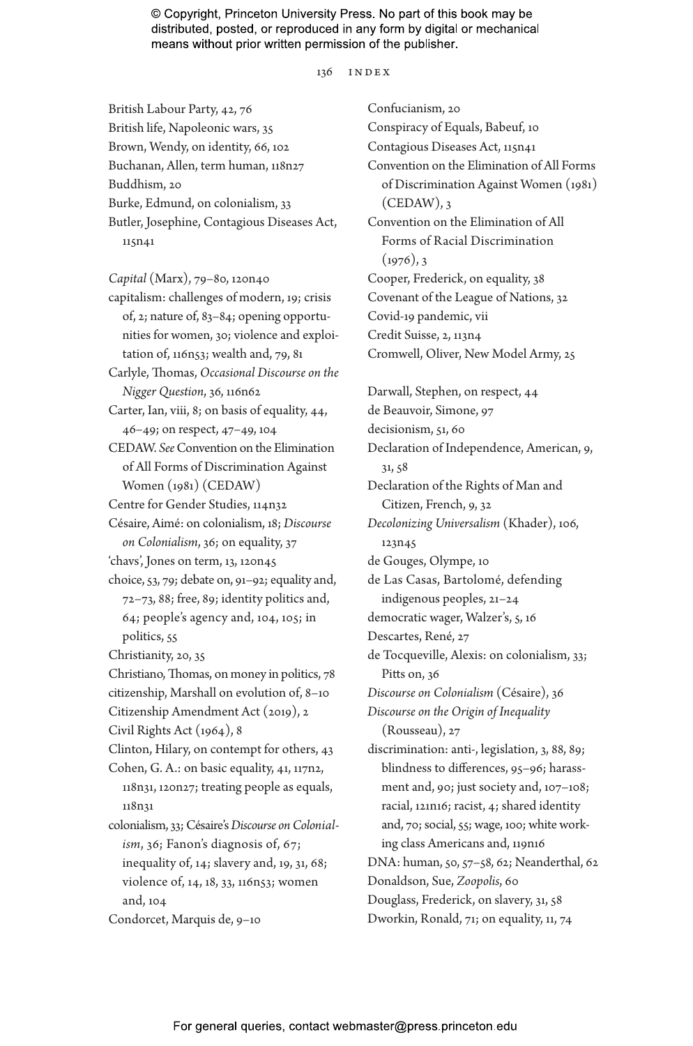British Labour Party, 42, 76
British life, Napoleonic wars, 35
Brown, Wendy, on identity, 66, 102
Buchanan, Allen, term human, 118n27
Buddhism, 20
Burke, Edmund, on colonialism, 33
Butler, Josephine, Contagious Diseases Act, 115n41

*Capital* (Marx), 79–80, 120n40
capitalism: challenges of modern, 19; crisis of, 2; nature of, 83–84; opening opportunities for women, 30; violence and exploitation of, 116n53; wealth and, 79, 81
Carlyle, Thomas, *Occasional Discourse on the Nigger Question*, 36, 116n62
Carter, Ian, viii, 8; on basis of equality, 44, 46–49; on respect, 47–49, 104
CEDAW. *See* Convention on the Elimination of All Forms of Discrimination Against Women (1981) (CEDAW)
Centre for Gender Studies, 114n32
Césaire, Aimé: on colonialism, 18; *Discourse on Colonialism*, 36; on equality, 37
'chavs', Jones on term, 13, 120n45
choice, 53, 79; debate on, 91–92; equality and, 72–73, 88; free, 89; identity politics and, 64; people's agency and, 104, 105; in politics, 55
Christianity, 20, 35
Christiano, Thomas, on money in politics, 78
citizenship, Marshall on evolution of, 8–10
Citizenship Amendment Act (2019), 2
Civil Rights Act (1964), 8
Clinton, Hilary, on contempt for others, 43
Cohen, G. A.: on basic equality, 41, 117n2, 118n31, 120n27; treating people as equals, 118n31
colonialism, 33; Césaire's *Discourse on Colonialism*, 36; Fanon's diagnosis of, 67; inequality of, 14; slavery and, 19, 31, 68; violence of, 14, 18, 33, 116n53; women and, 104
Condorcet, Marquis de, 9–10
Confucianism, 20
Conspiracy of Equals, Babeuf, 10
Contagious Diseases Act, 115n41
Convention on the Elimination of All Forms of Discrimination Against Women (1981) (CEDAW), 3
Convention on the Elimination of All Forms of Racial Discrimination (1976), 3
Cooper, Frederick, on equality, 38
Covenant of the League of Nations, 32
Covid-19 pandemic, vii
Credit Suisse, 2, 113n4
Cromwell, Oliver, New Model Army, 25

Darwall, Stephen, on respect, 44
de Beauvoir, Simone, 97
decisionism, 51, 60
Declaration of Independence, American, 9, 31, 58
Declaration of the Rights of Man and Citizen, French, 9, 32
*Decolonizing Universalism* (Khader), 106, 123n45
de Gouges, Olympe, 10
de Las Casas, Bartolomé, defending indigenous peoples, 21–24
democratic wager, Walzer's, 5, 16
Descartes, René, 27
de Tocqueville, Alexis: on colonialism, 33; Pitts on, 36
*Discourse on Colonialism* (Césaire), 36
*Discourse on the Origin of Inequality* (Rousseau), 27
discrimination: anti-, legislation, 3, 88, 89; blindness to differences, 95–96; harassment and, 90; just society and, 107–108; racial, 121n16; racist, 4; shared identity and, 70; social, 55; wage, 100; white working class Americans and, 119n16
DNA: human, 50, 57–58, 62; Neanderthal, 62
Donaldson, Sue, *Zoopolis*, 60
Douglass, Frederick, on slavery, 31, 58
Dworkin, Ronald, 71; on equality, 11, 74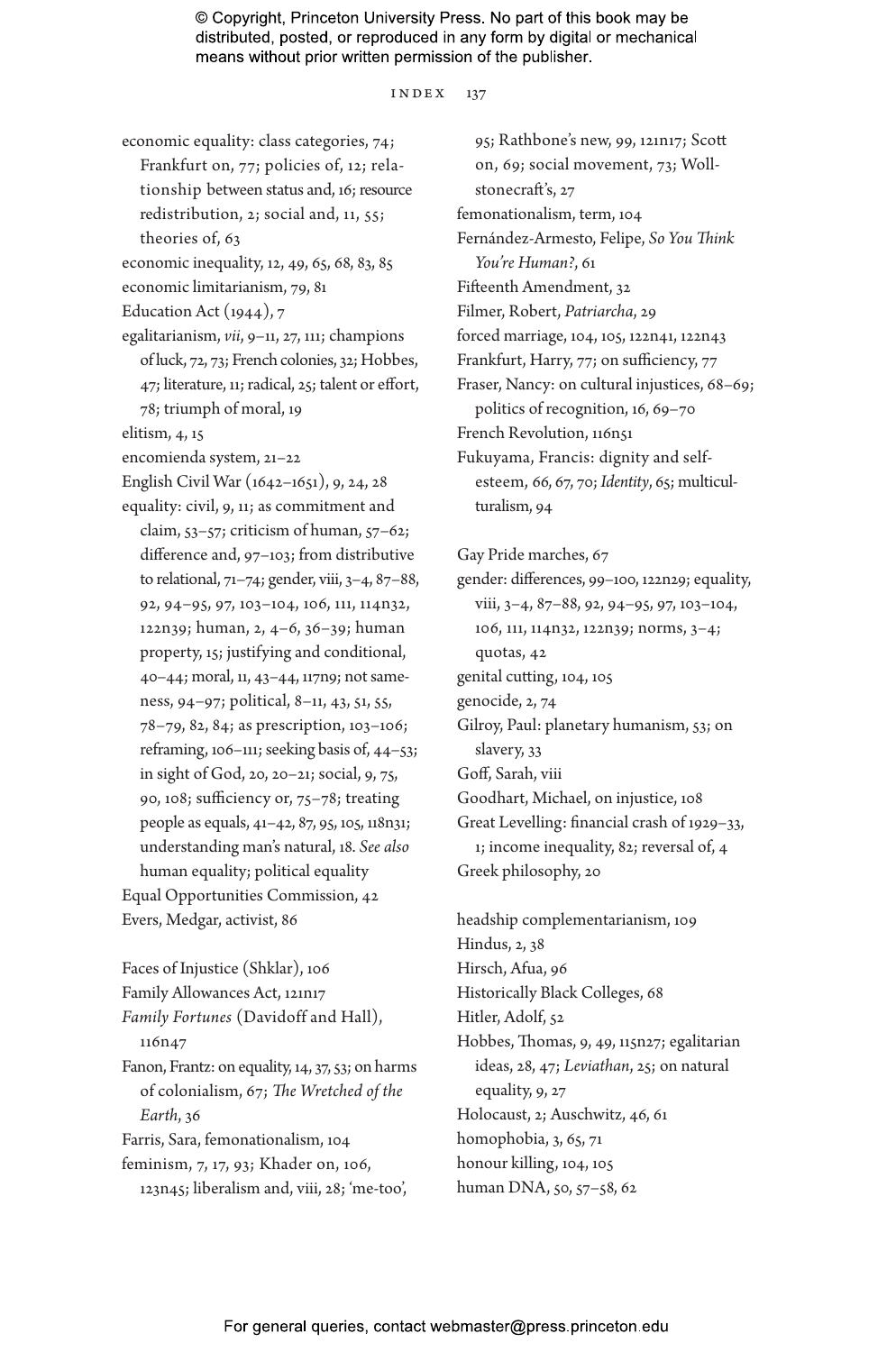economic equality: class categories, 74; Frankfurt on, 77; policies of, 12; relationship between status and, 16; resource redistribution, 2; social and, 11, 55; theories of, 63

economic inequality, 12, 49, 65, 68, 83, 85

economic limitarianism, 79, 81

Education Act (1944), 7

egalitarianism, *vii*, 9–11, 27, 111; champions of luck, 72, 73; French colonies, 32; Hobbes, 47; literature, 11; radical, 25; talent or effort, 78; triumph of moral, 19

elitism, 4, 15

encomienda system, 21–22

English Civil War (1642–1651), 9, 24, 28

equality: civil, 9, 11; as commitment and claim, 53–57; criticism of human, 57–62; difference and, 97–103; from distributive to relational, 71–74; gender, viii, 3–4, 87–88, 92, 94–95, 97, 103–104, 106, 111, 114n32, 122n39; human, 2, 4–6, 36–39; human property, 15; justifying and conditional, 40–44; moral, 11, 43–44, 117n9; not sameness, 94–97; political, 8–11, 43, 51, 55, 78–79, 82, 84; as prescription, 103–106; reframing, 106–111; seeking basis of, 44–53; in sight of God, 20, 20–21; social, 9, 75, 90, 108; sufficiency or, 75–78; treating people as equals, 41–42, 87, 95, 105, 118n31; understanding man's natural, 18. *See also* human equality; political equality

Equal Opportunities Commission, 42

Evers, Medgar, activist, 86

Faces of Injustice (Shklar), 106

Family Allowances Act, 121n17

*Family Fortunes* (Davidoff and Hall), 116n47

Fanon, Frantz: on equality, 14, 37, 53; on harms of colonialism, 67; *The Wretched of the Earth*, 36

Farris, Sara, femonationalism, 104

feminism, 7, 17, 93; Khader on, 106, 123n45; liberalism and, viii, 28; 'me-too', 95; Rathbone's new, 99, 121n17; Scott on, 69; social movement, 73; Wollstonecraft's, 27

femonationalism, term, 104

Fernández-Armesto, Felipe, *So You Think You're Human?*, 61

Fifteenth Amendment, 32

Filmer, Robert, *Patriarcha*, 29

forced marriage, 104, 105, 122n41, 122n43

Frankfurt, Harry, 77; on sufficiency, 77

Fraser, Nancy: on cultural injustices, 68–69; politics of recognition, 16, 69–70

French Revolution, 116n51

Fukuyama, Francis: dignity and self-esteem, 66, 67, 70; *Identity*, 65; multiculturalism, 94

Gay Pride marches, 67

gender: differences, 99–100, 122n29; equality, viii, 3–4, 87–88, 92, 94–95, 97, 103–104, 106, 111, 114n32, 122n39; norms, 3–4; quotas, 42

genital cutting, 104, 105

genocide, 2, 74

Gilroy, Paul: planetary humanism, 53; on slavery, 33

Goff, Sarah, viii

Goodhart, Michael, on injustice, 108

Great Levelling: financial crash of 1929–33, 1; income inequality, 82; reversal of, 4

Greek philosophy, 20

headship complementarianism, 109

Hindus, 2, 38

Hirsch, Afua, 96

Historically Black Colleges, 68

Hitler, Adolf, 52

Hobbes, Thomas, 9, 49, 115n27; egalitarian ideas, 28, 47; *Leviathan*, 25; on natural equality, 9, 27

Holocaust, 2; Auschwitz, 46, 61

homophobia, 3, 65, 71

honour killing, 104, 105

human DNA, 50, 57–58, 62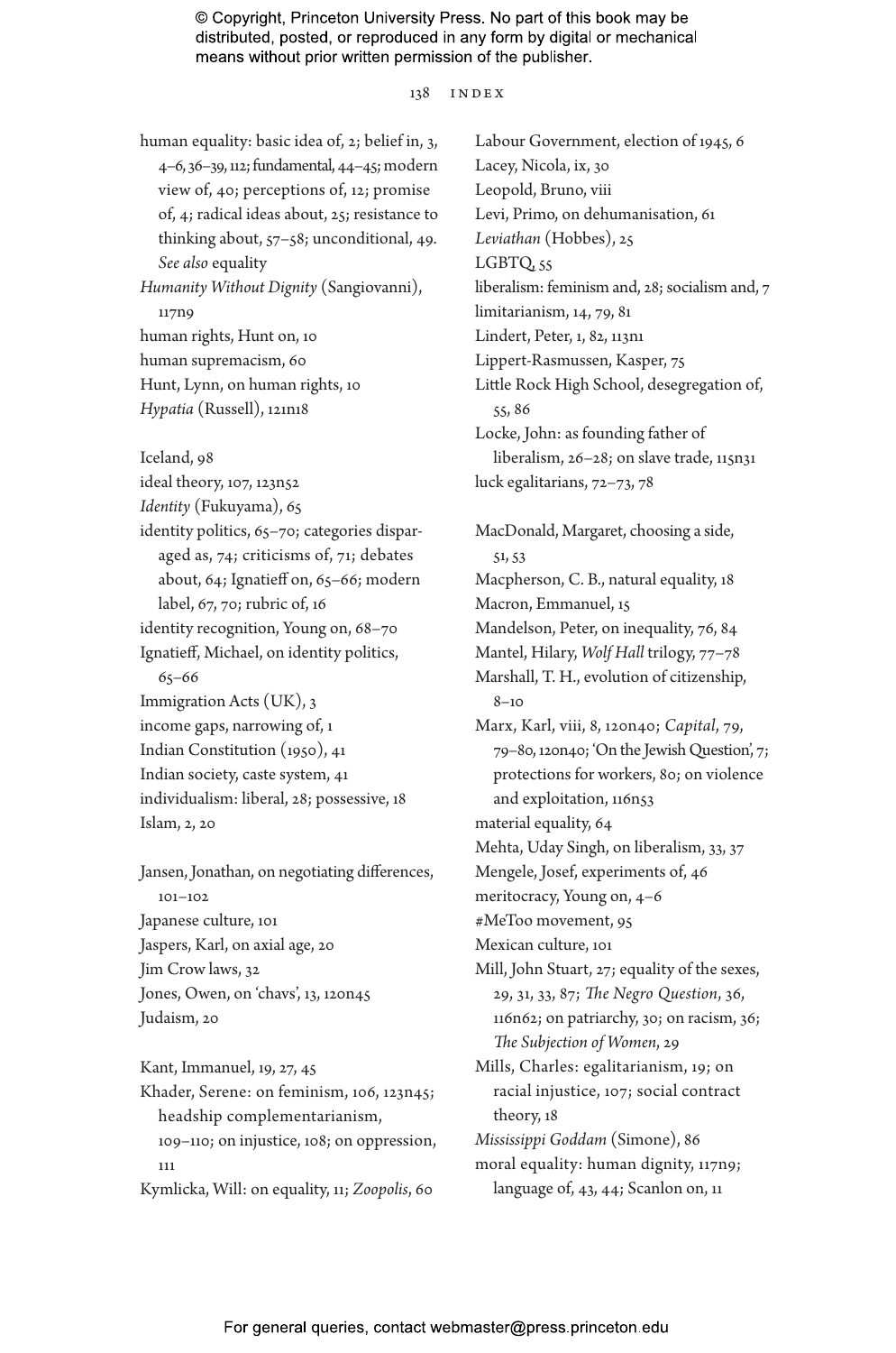human equality: basic idea of, 2; belief in, 3, 4–6, 36–39, 112; fundamental, 44–45; modern view of, 40; perceptions of, 12; promise of, 4; radical ideas about, 25; resistance to thinking about, 57–58; unconditional, 49. *See also* equality

*Humanity Without Dignity* (Sangiovanni), 117n9

human rights, Hunt on, 10

human supremacism, 60

Hunt, Lynn, on human rights, 10

*Hypatia* (Russell), 121n18

Iceland, 98

ideal theory, 107, 123n52

*Identity* (Fukuyama), 65

identity politics, 65–70; categories disparaged as, 74; criticisms of, 71; debates about, 64; Ignatieff on, 65–66; modern label, 67, 70; rubric of, 16

identity recognition, Young on, 68–70

Ignatieff, Michael, on identity politics, 65–66

Immigration Acts (UK), 3

income gaps, narrowing of, 1

Indian Constitution (1950), 41

Indian society, caste system, 41

individualism: liberal, 28; possessive, 18

Islam, 2, 20

Jansen, Jonathan, on negotiating differences, 101–102

Japanese culture, 101

Jaspers, Karl, on axial age, 20

Jim Crow laws, 32

Jones, Owen, on 'chavs', 13, 120n45

Judaism, 20

Kant, Immanuel, 19, 27, 45

Khader, Serene: on feminism, 106, 123n45; headship complementarianism, 109–110; on injustice, 108; on oppression, 111

Kymlicka, Will: on equality, 11; *Zoopolis*, 60

Labour Government, election of 1945, 6

Lacey, Nicola, ix, 30

Leopold, Bruno, viii

Levi, Primo, on dehumanisation, 61

*Leviathan* (Hobbes), 25

LGBTQ, 55

liberalism: feminism and, 28; socialism and, 7

limitarianism, 14, 79, 81

Lindert, Peter, 1, 82, 113n1

Lippert-Rasmussen, Kasper, 75

Little Rock High School, desegregation of, 55, 86

Locke, John: as founding father of liberalism, 26–28; on slave trade, 115n31

luck egalitarians, 72–73, 78

MacDonald, Margaret, choosing a side, 51, 53

Macpherson, C. B., natural equality, 18

Macron, Emmanuel, 15

Mandelson, Peter, on inequality, 76, 84

Mantel, Hilary, *Wolf Hall* trilogy, 77–78

Marshall, T. H., evolution of citizenship, 8–10

Marx, Karl, viii, 8, 120n40; *Capital*, 79, 79–80, 120n40; 'On the Jewish Question', 7; protections for workers, 80; on violence and exploitation, 116n53

material equality, 64

Mehta, Uday Singh, on liberalism, 33, 37

Mengele, Josef, experiments of, 46

meritocracy, Young on, 4–6

#MeToo movement, 95

Mexican culture, 101

Mill, John Stuart, 27; equality of the sexes, 29, 31, 33, 87; *The Negro Question*, 36, 116n62; on patriarchy, 30; on racism, 36; *The Subjection of Women*, 29

Mills, Charles: egalitarianism, 19; on racial injustice, 107; social contract theory, 18

*Mississippi Goddam* (Simone), 86

moral equality: human dignity, 117n9; language of, 43, 44; Scanlon on, 11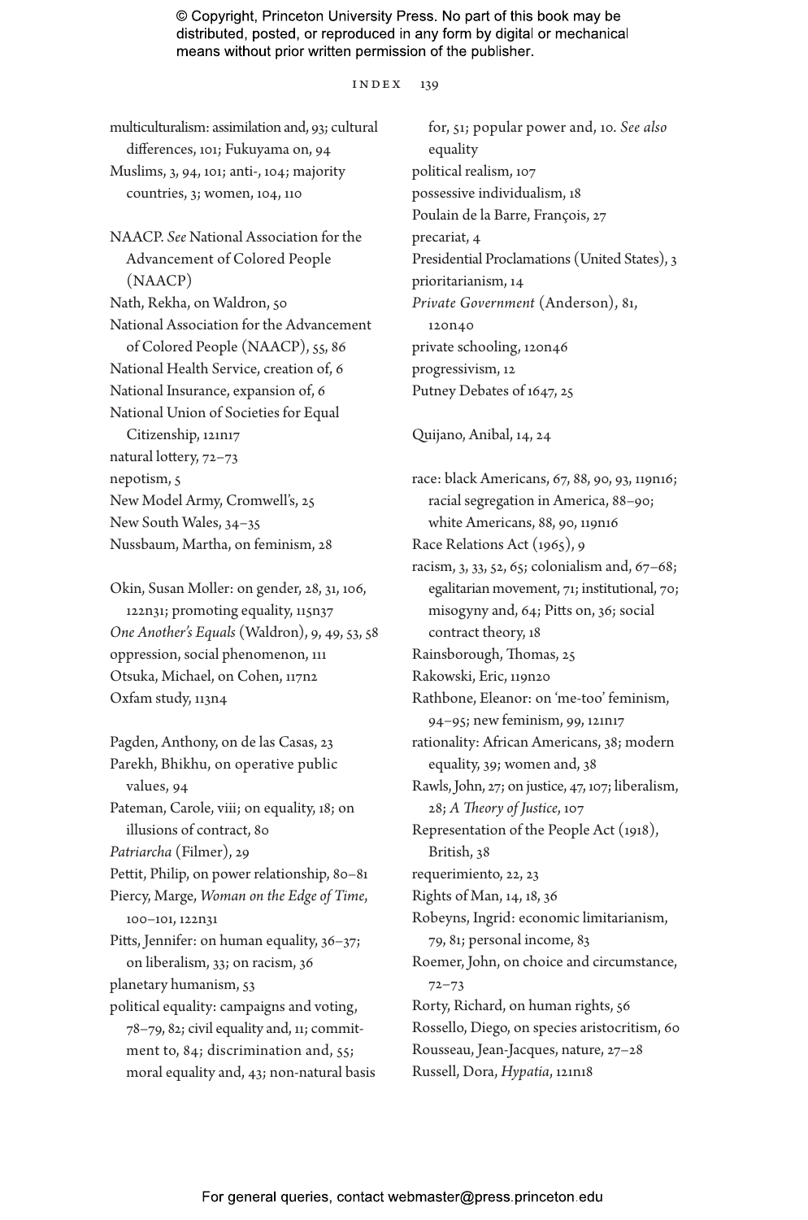multiculturalism: assimilation and, 93; cultural differences, 101; Fukuyama on, 94
Muslims, 3, 94, 101; anti-, 104; majority countries, 3; women, 104, 110

NAACP. *See* National Association for the Advancement of Colored People (NAACP)
Nath, Rekha, on Waldron, 50
National Association for the Advancement of Colored People (NAACP), 55, 86
National Health Service, creation of, 6
National Insurance, expansion of, 6
National Union of Societies for Equal Citizenship, 121n17
natural lottery, 72–73
nepotism, 5
New Model Army, Cromwell's, 25
New South Wales, 34–35
Nussbaum, Martha, on feminism, 28

Okin, Susan Moller: on gender, 28, 31, 106, 122n31; promoting equality, 115n37
*One Another's Equals* (Waldron), 9, 49, 53, 58
oppression, social phenomenon, 111
Otsuka, Michael, on Cohen, 117n2
Oxfam study, 113n4

Pagden, Anthony, on de las Casas, 23
Parekh, Bhikhu, on operative public values, 94
Pateman, Carole, viii; on equality, 18; on illusions of contract, 80
*Patriarcha* (Filmer), 29
Pettit, Philip, on power relationship, 80–81
Piercy, Marge, *Woman on the Edge of Time*, 100–101, 122n31
Pitts, Jennifer: on human equality, 36–37; on liberalism, 33; on racism, 36
planetary humanism, 53
political equality: campaigns and voting, 78–79, 82; civil equality and, 11; commitment to, 84; discrimination and, 55; moral equality and, 43; non-natural basis for, 51; popular power and, 10. *See also* equality
political realism, 107
possessive individualism, 18
Poulain de la Barre, François, 27
precariat, 4
Presidential Proclamations (United States), 3
prioritarianism, 14
*Private Government* (Anderson), 81, 120n40
private schooling, 120n46
progressivism, 12
Putney Debates of 1647, 25

Quijano, Anibal, 14, 24

race: black Americans, 67, 88, 90, 93, 119n16; racial segregation in America, 88–90; white Americans, 88, 90, 119n16
Race Relations Act (1965), 9
racism, 3, 33, 52, 65; colonialism and, 67–68; egalitarian movement, 71; institutional, 70; misogyny and, 64; Pitts on, 36; social contract theory, 18
Rainsborough, Thomas, 25
Rakowski, Eric, 119n20
Rathbone, Eleanor: on 'me-too' feminism, 94–95; new feminism, 99, 121n17
rationality: African Americans, 38; modern equality, 39; women and, 38
Rawls, John, 27; on justice, 47, 107; liberalism, 28; *A Theory of Justice*, 107
Representation of the People Act (1918), British, 38
requerimiento, 22, 23
Rights of Man, 14, 18, 36
Robeyns, Ingrid: economic limitarianism, 79, 81; personal income, 83
Roemer, John, on choice and circumstance, 72–73
Rorty, Richard, on human rights, 56
Rossello, Diego, on species aristocritism, 60
Rousseau, Jean-Jacques, nature, 27–28
Russell, Dora, *Hypatia*, 121n18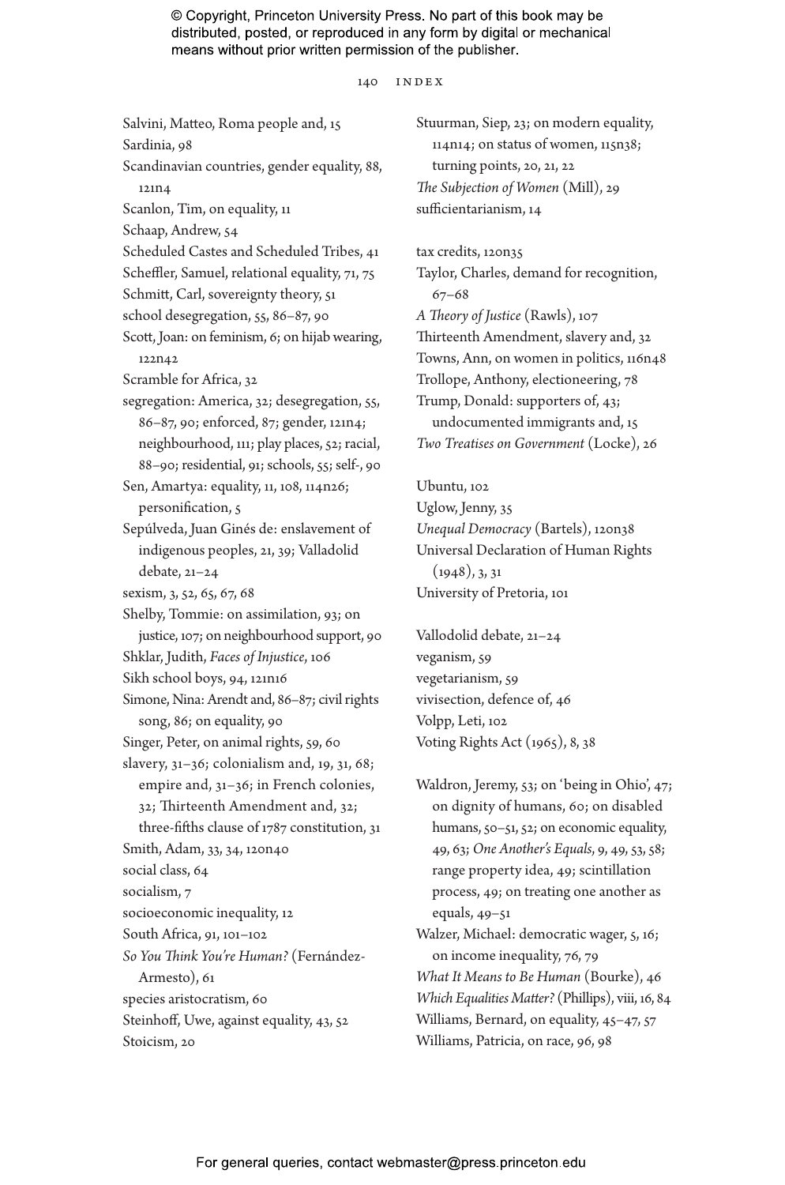Salvini, Matteo, Roma people and, 15
Sardinia, 98
Scandinavian countries, gender equality, 88, 121n4
Scanlon, Tim, on equality, 11
Schaap, Andrew, 54
Scheduled Castes and Scheduled Tribes, 41
Scheffler, Samuel, relational equality, 71, 75
Schmitt, Carl, sovereignty theory, 51
school desegregation, 55, 86–87, 90
Scott, Joan: on feminism, 6; on hijab wearing, 122n42
Scramble for Africa, 32
segregation: America, 32; desegregation, 55, 86–87, 90; enforced, 87; gender, 121n4; neighbourhood, 111; play places, 52; racial, 88–90; residential, 91; schools, 55; self-, 90
Sen, Amartya: equality, 11, 108, 114n26; personification, 5
Sepúlveda, Juan Ginés de: enslavement of indigenous peoples, 21, 39; Valladolid debate, 21–24
sexism, 3, 52, 65, 67, 68
Shelby, Tommie: on assimilation, 93; on justice, 107; on neighbourhood support, 90
Shklar, Judith, *Faces of Injustice*, 106
Sikh school boys, 94, 121n16
Simone, Nina: Arendt and, 86–87; civil rights song, 86; on equality, 90
Singer, Peter, on animal rights, 59, 60
slavery, 31–36; colonialism and, 19, 31, 68; empire and, 31–36; in French colonies, 32; Thirteenth Amendment and, 32; three-fifths clause of 1787 constitution, 31
Smith, Adam, 33, 34, 120n40
social class, 64
socialism, 7
socioeconomic inequality, 12
South Africa, 91, 101–102
*So You Think You're Human?* (Fernández-Armesto), 61
species aristocratism, 60
Steinhoff, Uwe, against equality, 43, 52
Stoicism, 20
Stuurman, Siep, 23; on modern equality, 114n14; on status of women, 115n38; turning points, 20, 21, 22
*The Subjection of Women* (Mill), 29
sufficientarianism, 14

tax credits, 120n35
Taylor, Charles, demand for recognition, 67–68
*A Theory of Justice* (Rawls), 107
Thirteenth Amendment, slavery and, 32
Towns, Ann, on women in politics, 116n48
Trollope, Anthony, electioneering, 78
Trump, Donald: supporters of, 43; undocumented immigrants and, 15
*Two Treatises on Government* (Locke), 26

Ubuntu, 102
Uglow, Jenny, 35
*Unequal Democracy* (Bartels), 120n38
Universal Declaration of Human Rights (1948), 3, 31
University of Pretoria, 101

Vallodolid debate, 21–24
veganism, 59
vegetarianism, 59
vivisection, defence of, 46
Volpp, Leti, 102
Voting Rights Act (1965), 8, 38

Waldron, Jeremy, 53; on 'being in Ohio', 47; on dignity of humans, 60; on disabled humans, 50–51, 52; on economic equality, 49, 63; *One Another's Equals*, 9, 49, 53, 58; range property idea, 49; scintillation process, 49; on treating one another as equals, 49–51
Walzer, Michael: democratic wager, 5, 16; on income inequality, 76, 79
*What It Means to Be Human* (Bourke), 46
*Which Equalities Matter?* (Phillips), viii, 16, 84
Williams, Bernard, on equality, 45–47, 57
Williams, Patricia, on race, 96, 98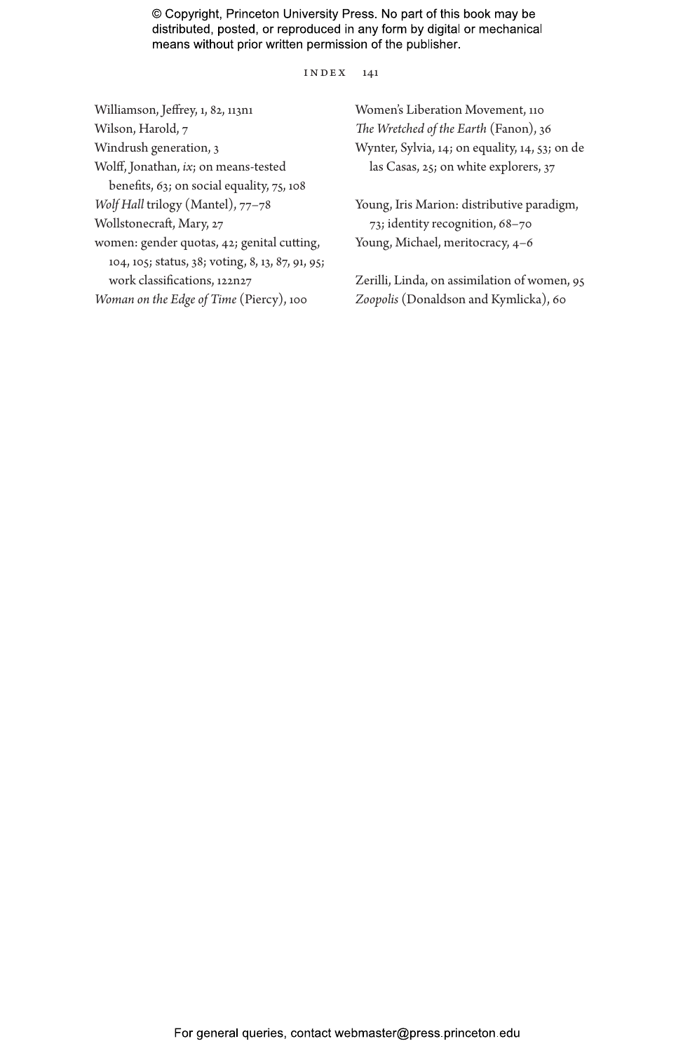Williamson, Jeffrey, 1, 82, 113n1
Wilson, Harold, 7
Windrush generation, 3
Wolff, Jonathan, *ix*; on means-tested benefits, 63; on social equality, 75, 108
*Wolf Hall* trilogy (Mantel), 77–78
Wollstonecraft, Mary, 27
women: gender quotas, 42; genital cutting, 104, 105; status, 38; voting, 8, 13, 87, 91, 95; work classifications, 122n27
*Woman on the Edge of Time* (Piercy), 100
Women's Liberation Movement, 110
*The Wretched of the Earth* (Fanon), 36
Wynter, Sylvia, 14; on equality, 14, 53; on de las Casas, 25; on white explorers, 37

Young, Iris Marion: distributive paradigm, 73; identity recognition, 68–70
Young, Michael, meritocracy, 4–6

Zerilli, Linda, on assimilation of women, 95
*Zoopolis* (Donaldson and Kymlicka), 60